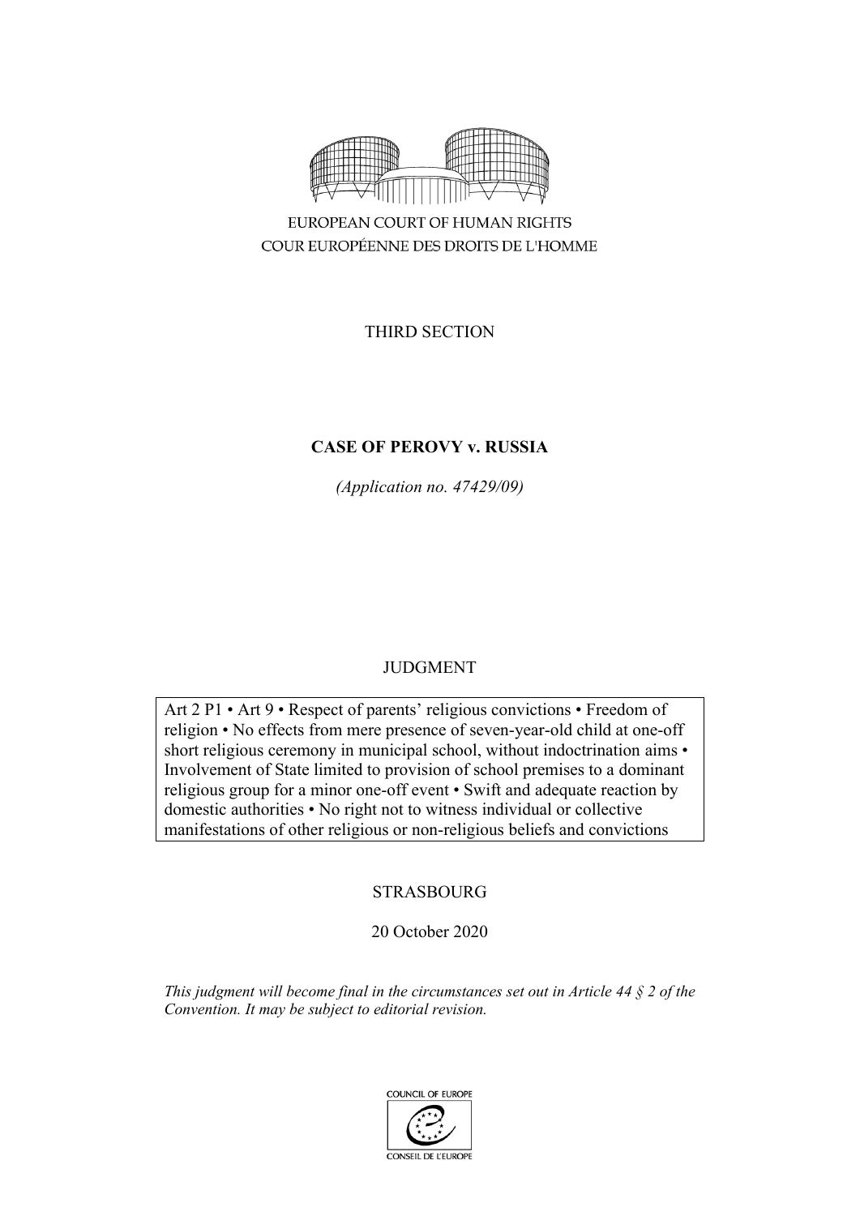EUROPEAN COURT OF HUMAN RIGHTS

COUR EUROPÉENNE DES DROITS DE L'HOMME

THIRD SECTION

**CASE OF PEROVY v. RUSSIA**

*(Application no. 47429/09)*

JUDGMENT

Art 2 P1 • Art 9 • Respect of parents' religious convictions • Freedom of religion • No effects from mere presence of seven-year-old child at one-off short religious ceremony in municipal school, without indoctrination aims • Involvement of State limited to provision of school premises to a dominant religious group for a minor one-off event • Swift and adequate reaction by domestic authorities • No right not to witness individual or collective manifestations of other religious or non-religious beliefs and convictions

STRASBOURG

20 October 2020

*This judgment will become final in the circumstances set out in Article 44 § 2 of the Convention. It may be subject to editorial revision.*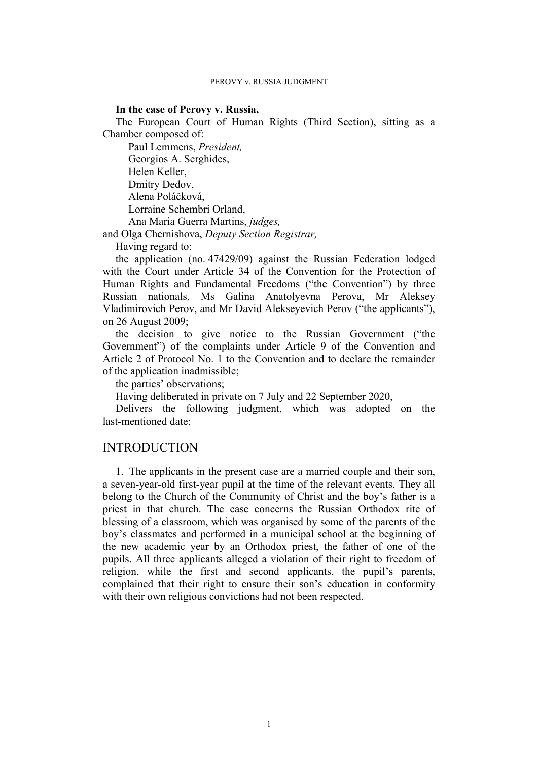**In the case of Perovy v. Russia,**

The European Court of Human Rights (Third Section), sitting as a Chamber composed of:

Paul Lemmens, *President,*
Georgios A. Serghides,
Helen Keller,
Dmitry Dedov,
Alena Poláčková,
Lorraine Schembri Orland,
Ana Maria Guerra Martins, *judges,*
and Olga Chernishova, *Deputy Section Registrar,*

Having regard to:

the application (no. 47429/09) against the Russian Federation lodged with the Court under Article 34 of the Convention for the Protection of Human Rights and Fundamental Freedoms ("the Convention") by three Russian nationals, Ms Galina Anatolyevna Perova, Mr Aleksey Vladimirovich Perov, and Mr David Alekseyevich Perov ("the applicants"), on 26 August 2009;

the decision to give notice to the Russian Government ("the Government") of the complaints under Article 9 of the Convention and Article 2 of Protocol No. 1 to the Convention and to declare the remainder of the application inadmissible;

the parties' observations;

Having deliberated in private on 7 July and 22 September 2020,

Delivers the following judgment, which was adopted on the last-mentioned date:

## INTRODUCTION

1. The applicants in the present case are a married couple and their son, a seven-year-old first-year pupil at the time of the relevant events. They all belong to the Church of the Community of Christ and the boy's father is a priest in that church. The case concerns the Russian Orthodox rite of blessing of a classroom, which was organised by some of the parents of the boy's classmates and performed in a municipal school at the beginning of the new academic year by an Orthodox priest, the father of one of the pupils. All three applicants alleged a violation of their right to freedom of religion, while the first and second applicants, the pupil's parents, complained that their right to ensure their son's education in conformity with their own religious convictions had not been respected.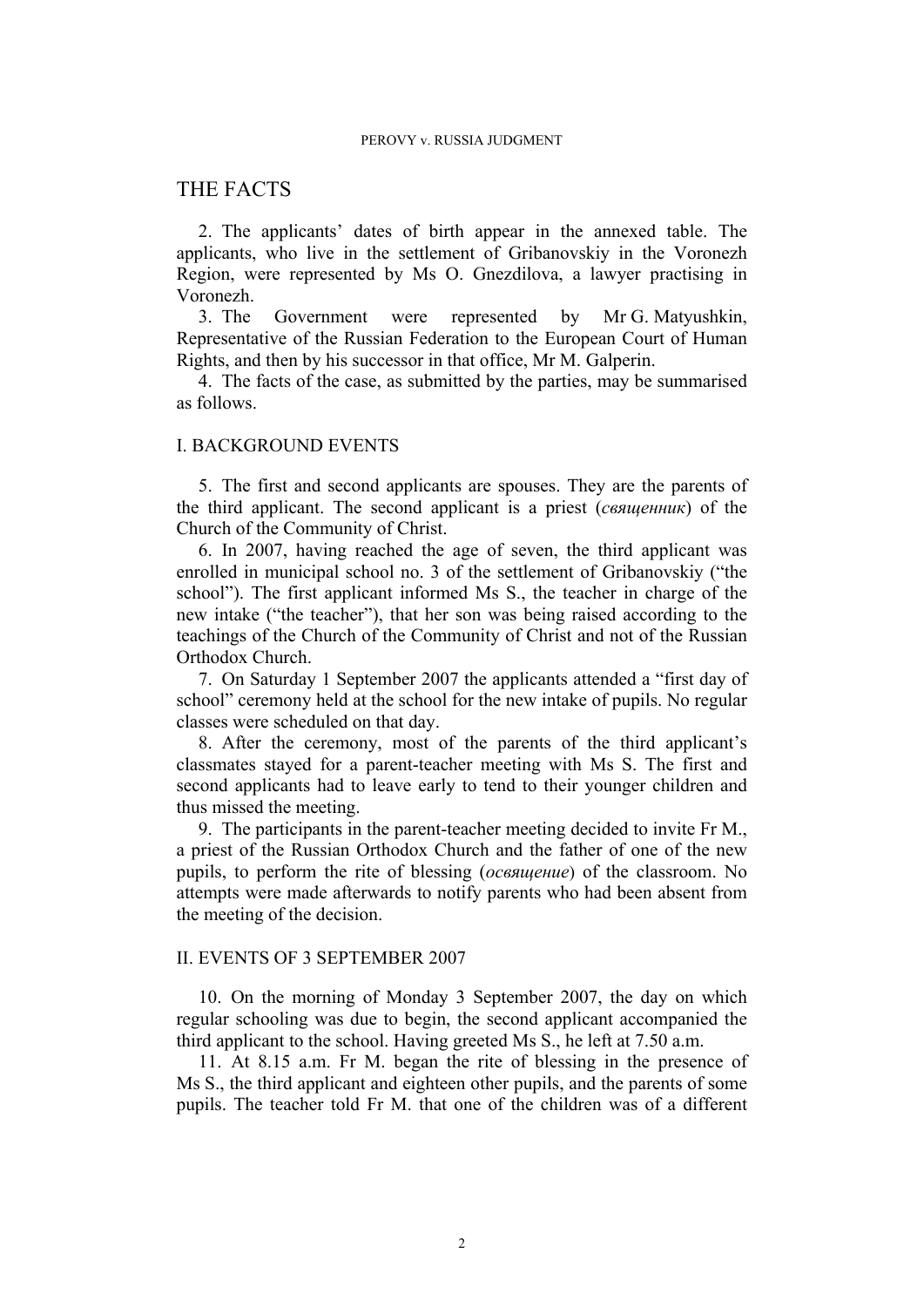# THE FACTS

2. The applicants' dates of birth appear in the annexed table. The applicants, who live in the settlement of Gribanovskiy in the Voronezh Region, were represented by Ms O. Gnezdilova, a lawyer practising in Voronezh.

3. The Government were represented by Mr G. Matyushkin, Representative of the Russian Federation to the European Court of Human Rights, and then by his successor in that office, Mr M. Galperin.

4. The facts of the case, as submitted by the parties, may be summarised as follows.

## I. BACKGROUND EVENTS

5. The first and second applicants are spouses. They are the parents of the third applicant. The second applicant is a priest (*священник*) of the Church of the Community of Christ.

6. In 2007, having reached the age of seven, the third applicant was enrolled in municipal school no. 3 of the settlement of Gribanovskiy ("the school"). The first applicant informed Ms S., the teacher in charge of the new intake ("the teacher"), that her son was being raised according to the teachings of the Church of the Community of Christ and not of the Russian Orthodox Church.

7. On Saturday 1 September 2007 the applicants attended a "first day of school" ceremony held at the school for the new intake of pupils. No regular classes were scheduled on that day.

8. After the ceremony, most of the parents of the third applicant's classmates stayed for a parent-teacher meeting with Ms S. The first and second applicants had to leave early to tend to their younger children and thus missed the meeting.

9. The participants in the parent-teacher meeting decided to invite Fr M., a priest of the Russian Orthodox Church and the father of one of the new pupils, to perform the rite of blessing (*освящение*) of the classroom. No attempts were made afterwards to notify parents who had been absent from the meeting of the decision.

## II. EVENTS OF 3 SEPTEMBER 2007

10. On the morning of Monday 3 September 2007, the day on which regular schooling was due to begin, the second applicant accompanied the third applicant to the school. Having greeted Ms S., he left at 7.50 a.m.

11. At 8.15 a.m. Fr M. began the rite of blessing in the presence of Ms S., the third applicant and eighteen other pupils, and the parents of some pupils. The teacher told Fr M. that one of the children was of a different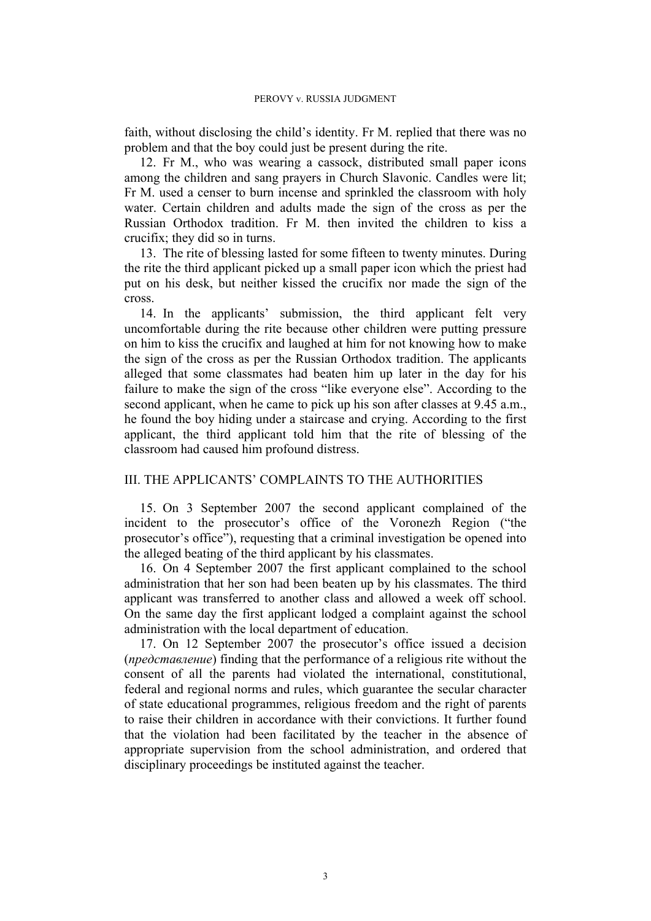faith, without disclosing the child's identity. Fr M. replied that there was no problem and that the boy could just be present during the rite.

12. Fr M., who was wearing a cassock, distributed small paper icons among the children and sang prayers in Church Slavonic. Candles were lit; Fr M. used a censer to burn incense and sprinkled the classroom with holy water. Certain children and adults made the sign of the cross as per the Russian Orthodox tradition. Fr M. then invited the children to kiss a crucifix; they did so in turns.

13. The rite of blessing lasted for some fifteen to twenty minutes. During the rite the third applicant picked up a small paper icon which the priest had put on his desk, but neither kissed the crucifix nor made the sign of the cross.

14. In the applicants' submission, the third applicant felt very uncomfortable during the rite because other children were putting pressure on him to kiss the crucifix and laughed at him for not knowing how to make the sign of the cross as per the Russian Orthodox tradition. The applicants alleged that some classmates had beaten him up later in the day for his failure to make the sign of the cross "like everyone else". According to the second applicant, when he came to pick up his son after classes at 9.45 a.m., he found the boy hiding under a staircase and crying. According to the first applicant, the third applicant told him that the rite of blessing of the classroom had caused him profound distress.

## III. THE APPLICANTS' COMPLAINTS TO THE AUTHORITIES

15. On 3 September 2007 the second applicant complained of the incident to the prosecutor's office of the Voronezh Region ("the prosecutor's office"), requesting that a criminal investigation be opened into the alleged beating of the third applicant by his classmates.

16. On 4 September 2007 the first applicant complained to the school administration that her son had been beaten up by his classmates. The third applicant was transferred to another class and allowed a week off school. On the same day the first applicant lodged a complaint against the school administration with the local department of education.

17. On 12 September 2007 the prosecutor's office issued a decision (*представление*) finding that the performance of a religious rite without the consent of all the parents had violated the international, constitutional, federal and regional norms and rules, which guarantee the secular character of state educational programmes, religious freedom and the right of parents to raise their children in accordance with their convictions. It further found that the violation had been facilitated by the teacher in the absence of appropriate supervision from the school administration, and ordered that disciplinary proceedings be instituted against the teacher.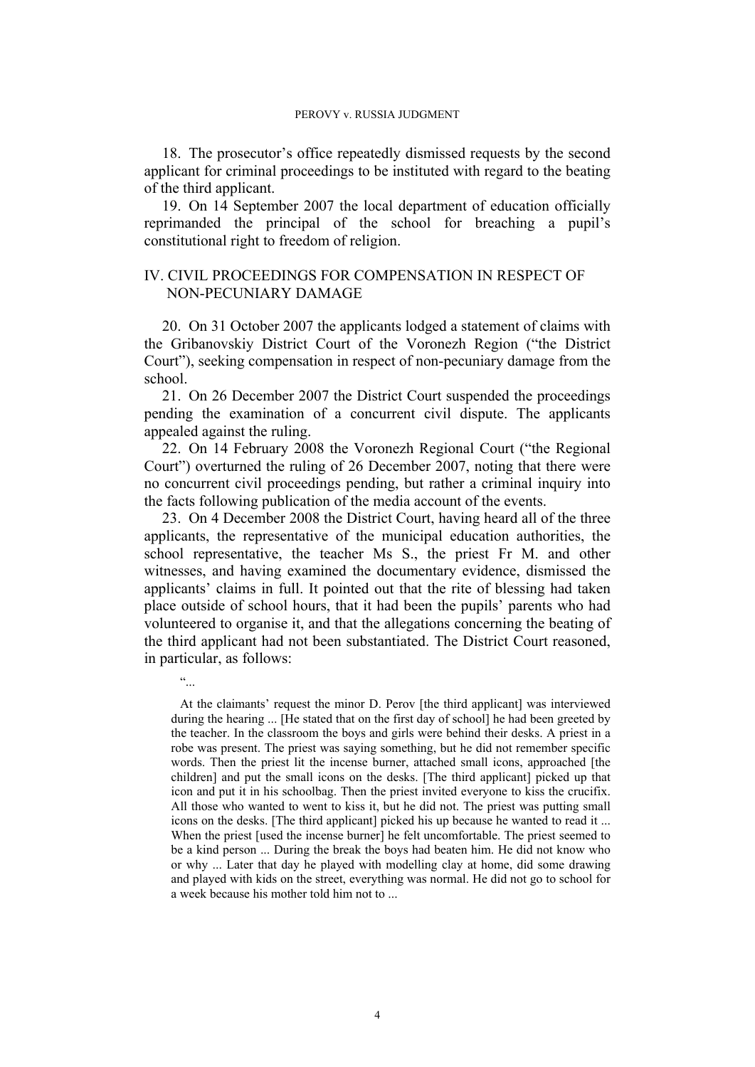18. The prosecutor's office repeatedly dismissed requests by the second applicant for criminal proceedings to be instituted with regard to the beating of the third applicant.

19. On 14 September 2007 the local department of education officially reprimanded the principal of the school for breaching a pupil's constitutional right to freedom of religion.

## IV. CIVIL PROCEEDINGS FOR COMPENSATION IN RESPECT OF NON-PECUNIARY DAMAGE

20. On 31 October 2007 the applicants lodged a statement of claims with the Gribanovskiy District Court of the Voronezh Region ("the District Court"), seeking compensation in respect of non-pecuniary damage from the school.

21. On 26 December 2007 the District Court suspended the proceedings pending the examination of a concurrent civil dispute. The applicants appealed against the ruling.

22. On 14 February 2008 the Voronezh Regional Court ("the Regional Court") overturned the ruling of 26 December 2007, noting that there were no concurrent civil proceedings pending, but rather a criminal inquiry into the facts following publication of the media account of the events.

23. On 4 December 2008 the District Court, having heard all of the three applicants, the representative of the municipal education authorities, the school representative, the teacher Ms S., the priest Fr M. and other witnesses, and having examined the documentary evidence, dismissed the applicants' claims in full. It pointed out that the rite of blessing had taken place outside of school hours, that it had been the pupils' parents who had volunteered to organise it, and that the allegations concerning the beating of the third applicant had not been substantiated. The District Court reasoned, in particular, as follows:

> "...
>
> At the claimants' request the minor D. Perov [the third applicant] was interviewed during the hearing ... [He stated that on the first day of school] he had been greeted by the teacher. In the classroom the boys and girls were behind their desks. A priest in a robe was present. The priest was saying something, but he did not remember specific words. Then the priest lit the incense burner, attached small icons, approached [the children] and put the small icons on the desks. [The third applicant] picked up that icon and put it in his schoolbag. Then the priest invited everyone to kiss the crucifix. All those who wanted to went to kiss it, but he did not. The priest was putting small icons on the desks. [The third applicant] picked his up because he wanted to read it ... When the priest [used the incense burner] he felt uncomfortable. The priest seemed to be a kind person ... During the break the boys had beaten him. He did not know who or why ... Later that day he played with modelling clay at home, did some drawing and played with kids on the street, everything was normal. He did not go to school for a week because his mother told him not to ...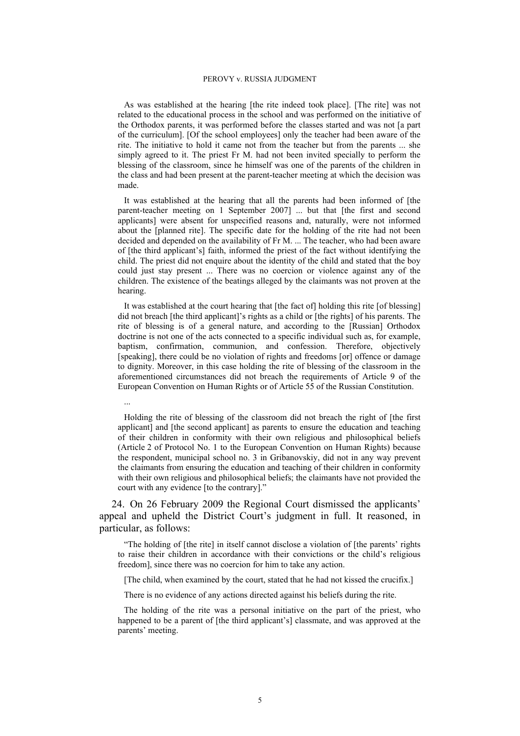As was established at the hearing [the rite indeed took place]. [The rite] was not related to the educational process in the school and was performed on the initiative of the Orthodox parents, it was performed before the classes started and was not [a part of the curriculum]. [Of the school employees] only the teacher had been aware of the rite. The initiative to hold it came not from the teacher but from the parents ... she simply agreed to it. The priest Fr M. had not been invited specially to perform the blessing of the classroom, since he himself was one of the parents of the children in the class and had been present at the parent-teacher meeting at which the decision was made.

It was established at the hearing that all the parents had been informed of [the parent-teacher meeting on 1 September 2007] ... but that [the first and second applicants] were absent for unspecified reasons and, naturally, were not informed about the [planned rite]. The specific date for the holding of the rite had not been decided and depended on the availability of Fr M. ... The teacher, who had been aware of [the third applicant's] faith, informed the priest of the fact without identifying the child. The priest did not enquire about the identity of the child and stated that the boy could just stay present ... There was no coercion or violence against any of the children. The existence of the beatings alleged by the claimants was not proven at the hearing.

It was established at the court hearing that [the fact of] holding this rite [of blessing] did not breach [the third applicant]'s rights as a child or [the rights] of his parents. The rite of blessing is of a general nature, and according to the [Russian] Orthodox doctrine is not one of the acts connected to a specific individual such as, for example, baptism, confirmation, communion, and confession. Therefore, objectively [speaking], there could be no violation of rights and freedoms [or] offence or damage to dignity. Moreover, in this case holding the rite of blessing of the classroom in the aforementioned circumstances did not breach the requirements of Article 9 of the European Convention on Human Rights or of Article 55 of the Russian Constitution.

...

Holding the rite of blessing of the classroom did not breach the right of [the first applicant] and [the second applicant] as parents to ensure the education and teaching of their children in conformity with their own religious and philosophical beliefs (Article 2 of Protocol No. 1 to the European Convention on Human Rights) because the respondent, municipal school no. 3 in Gribanovskiy, did not in any way prevent the claimants from ensuring the education and teaching of their children in conformity with their own religious and philosophical beliefs; the claimants have not provided the court with any evidence [to the contrary]."

24. On 26 February 2009 the Regional Court dismissed the applicants' appeal and upheld the District Court's judgment in full. It reasoned, in particular, as follows:

"The holding of [the rite] in itself cannot disclose a violation of [the parents' rights to raise their children in accordance with their convictions or the child's religious freedom], since there was no coercion for him to take any action.

[The child, when examined by the court, stated that he had not kissed the crucifix.]

There is no evidence of any actions directed against his beliefs during the rite.

The holding of the rite was a personal initiative on the part of the priest, who happened to be a parent of [the third applicant's] classmate, and was approved at the parents' meeting.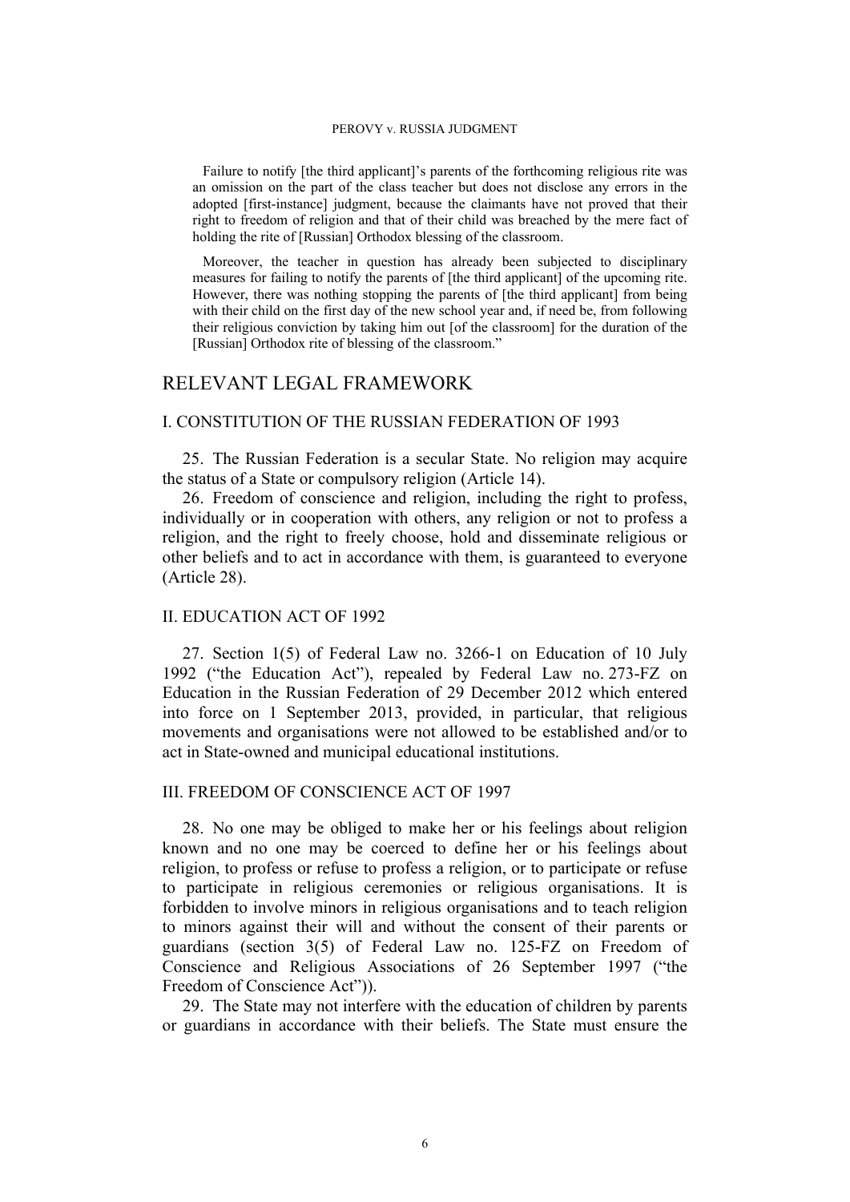Failure to notify [the third applicant]'s parents of the forthcoming religious rite was an omission on the part of the class teacher but does not disclose any errors in the adopted [first-instance] judgment, because the claimants have not proved that their right to freedom of religion and that of their child was breached by the mere fact of holding the rite of [Russian] Orthodox blessing of the classroom.

Moreover, the teacher in question has already been subjected to disciplinary measures for failing to notify the parents of [the third applicant] of the upcoming rite. However, there was nothing stopping the parents of [the third applicant] from being with their child on the first day of the new school year and, if need be, from following their religious conviction by taking him out [of the classroom] for the duration of the [Russian] Orthodox rite of blessing of the classroom."

## RELEVANT LEGAL FRAMEWORK

### I. CONSTITUTION OF THE RUSSIAN FEDERATION OF 1993

25. The Russian Federation is a secular State. No religion may acquire the status of a State or compulsory religion (Article 14).

26. Freedom of conscience and religion, including the right to profess, individually or in cooperation with others, any religion or not to profess a religion, and the right to freely choose, hold and disseminate religious or other beliefs and to act in accordance with them, is guaranteed to everyone (Article 28).

### II. EDUCATION ACT OF 1992

27. Section 1(5) of Federal Law no. 3266-1 on Education of 10 July 1992 ("the Education Act"), repealed by Federal Law no. 273-FZ on Education in the Russian Federation of 29 December 2012 which entered into force on 1 September 2013, provided, in particular, that religious movements and organisations were not allowed to be established and/or to act in State-owned and municipal educational institutions.

### III. FREEDOM OF CONSCIENCE ACT OF 1997

28. No one may be obliged to make her or his feelings about religion known and no one may be coerced to define her or his feelings about religion, to profess or refuse to profess a religion, or to participate or refuse to participate in religious ceremonies or religious organisations. It is forbidden to involve minors in religious organisations and to teach religion to minors against their will and without the consent of their parents or guardians (section 3(5) of Federal Law no. 125-FZ on Freedom of Conscience and Religious Associations of 26 September 1997 ("the Freedom of Conscience Act")).

29. The State may not interfere with the education of children by parents or guardians in accordance with their beliefs. The State must ensure the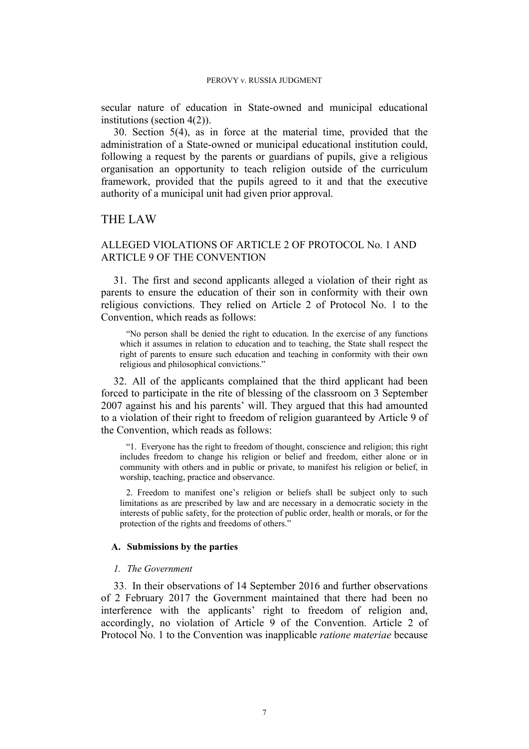secular nature of education in State-owned and municipal educational institutions (section 4(2)).

30. Section 5(4), as in force at the material time, provided that the administration of a State-owned or municipal educational institution could, following a request by the parents or guardians of pupils, give a religious organisation an opportunity to teach religion outside of the curriculum framework, provided that the pupils agreed to it and that the executive authority of a municipal unit had given prior approval.

# THE LAW

## ALLEGED VIOLATIONS OF ARTICLE 2 OF PROTOCOL No. 1 AND ARTICLE 9 OF THE CONVENTION

31. The first and second applicants alleged a violation of their right as parents to ensure the education of their son in conformity with their own religious convictions. They relied on Article 2 of Protocol No. 1 to the Convention, which reads as follows:

> "No person shall be denied the right to education. In the exercise of any functions which it assumes in relation to education and to teaching, the State shall respect the right of parents to ensure such education and teaching in conformity with their own religious and philosophical convictions."

32. All of the applicants complained that the third applicant had been forced to participate in the rite of blessing of the classroom on 3 September 2007 against his and his parents' will. They argued that this had amounted to a violation of their right to freedom of religion guaranteed by Article 9 of the Convention, which reads as follows:

> "1. Everyone has the right to freedom of thought, conscience and religion; this right includes freedom to change his religion or belief and freedom, either alone or in community with others and in public or private, to manifest his religion or belief, in worship, teaching, practice and observance.
>
> 2. Freedom to manifest one's religion or beliefs shall be subject only to such limitations as are prescribed by law and are necessary in a democratic society in the interests of public safety, for the protection of public order, health or morals, or for the protection of the rights and freedoms of others."

### A. Submissions by the parties

#### *1. The Government*

33. In their observations of 14 September 2016 and further observations of 2 February 2017 the Government maintained that there had been no interference with the applicants' right to freedom of religion and, accordingly, no violation of Article 9 of the Convention. Article 2 of Protocol No. 1 to the Convention was inapplicable *ratione materiae* because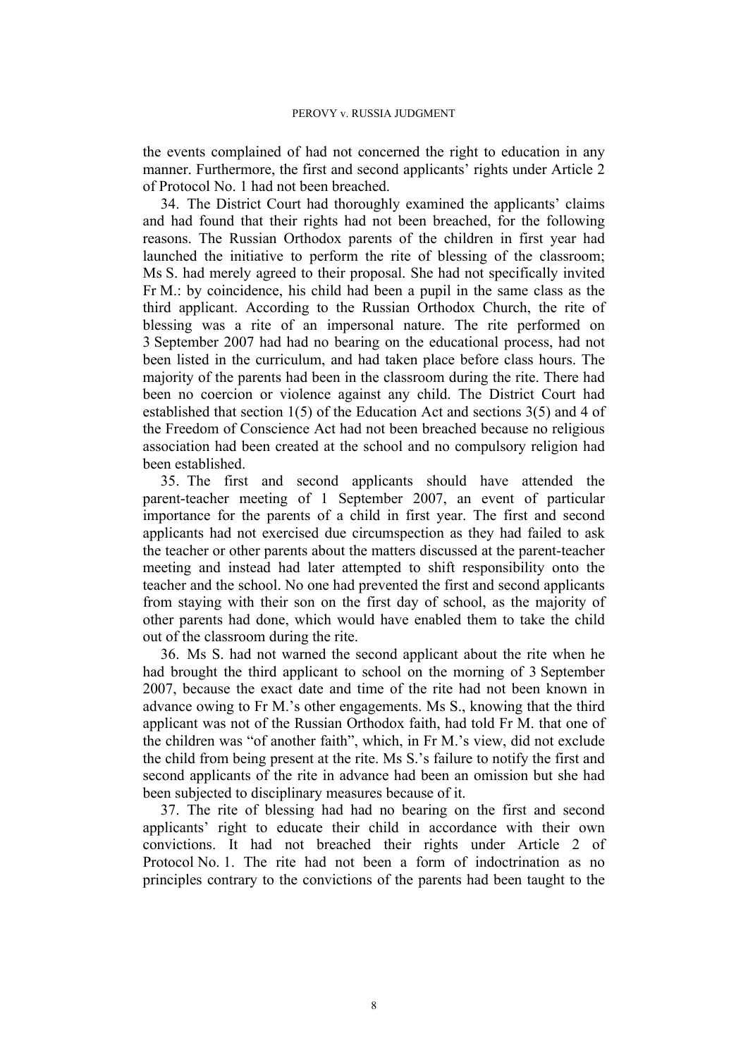the events complained of had not concerned the right to education in any manner. Furthermore, the first and second applicants' rights under Article 2 of Protocol No. 1 had not been breached.

34. The District Court had thoroughly examined the applicants' claims and had found that their rights had not been breached, for the following reasons. The Russian Orthodox parents of the children in first year had launched the initiative to perform the rite of blessing of the classroom; Ms S. had merely agreed to their proposal. She had not specifically invited Fr M.: by coincidence, his child had been a pupil in the same class as the third applicant. According to the Russian Orthodox Church, the rite of blessing was a rite of an impersonal nature. The rite performed on 3 September 2007 had had no bearing on the educational process, had not been listed in the curriculum, and had taken place before class hours. The majority of the parents had been in the classroom during the rite. There had been no coercion or violence against any child. The District Court had established that section 1(5) of the Education Act and sections 3(5) and 4 of the Freedom of Conscience Act had not been breached because no religious association had been created at the school and no compulsory religion had been established.

35. The first and second applicants should have attended the parent-teacher meeting of 1 September 2007, an event of particular importance for the parents of a child in first year. The first and second applicants had not exercised due circumspection as they had failed to ask the teacher or other parents about the matters discussed at the parent-teacher meeting and instead had later attempted to shift responsibility onto the teacher and the school. No one had prevented the first and second applicants from staying with their son on the first day of school, as the majority of other parents had done, which would have enabled them to take the child out of the classroom during the rite.

36. Ms S. had not warned the second applicant about the rite when he had brought the third applicant to school on the morning of 3 September 2007, because the exact date and time of the rite had not been known in advance owing to Fr M.'s other engagements. Ms S., knowing that the third applicant was not of the Russian Orthodox faith, had told Fr M. that one of the children was "of another faith", which, in Fr M.'s view, did not exclude the child from being present at the rite. Ms S.'s failure to notify the first and second applicants of the rite in advance had been an omission but she had been subjected to disciplinary measures because of it.

37. The rite of blessing had had no bearing on the first and second applicants' right to educate their child in accordance with their own convictions. It had not breached their rights under Article 2 of Protocol No. 1. The rite had not been a form of indoctrination as no principles contrary to the convictions of the parents had been taught to the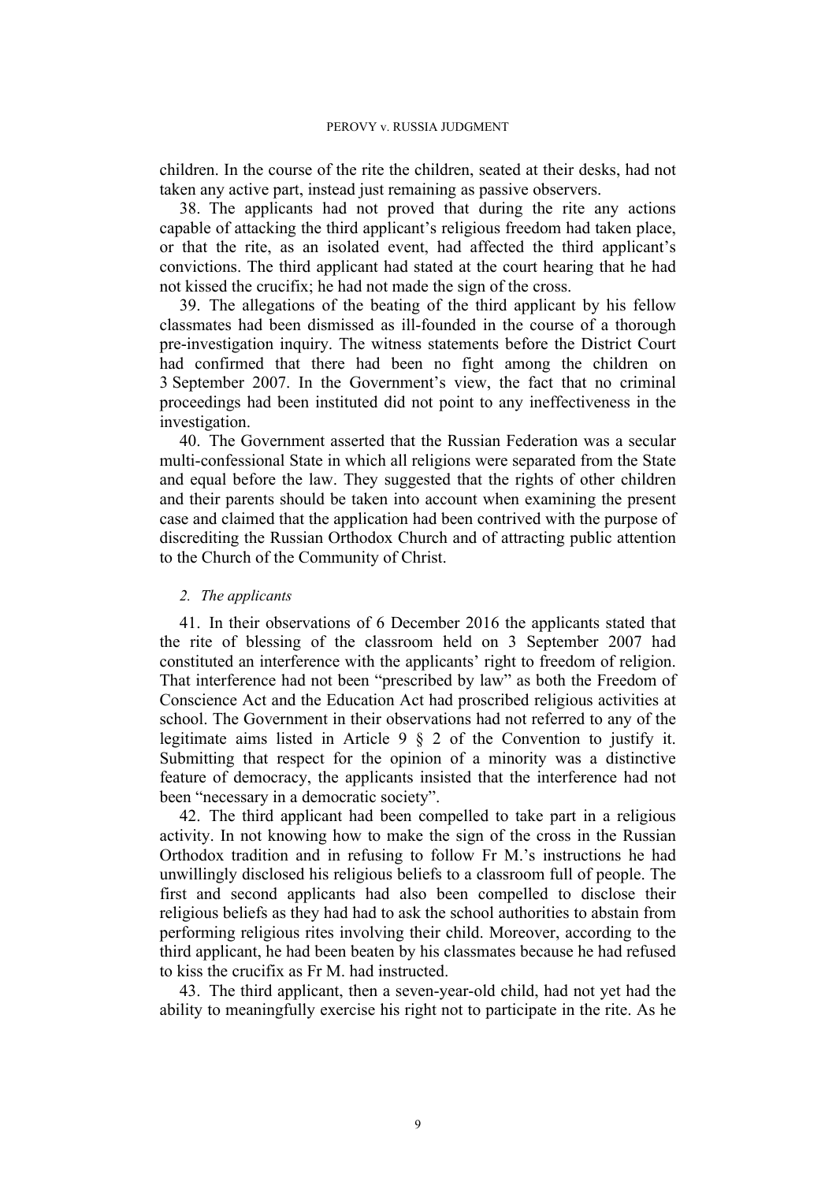children. In the course of the rite the children, seated at their desks, had not taken any active part, instead just remaining as passive observers.

38. The applicants had not proved that during the rite any actions capable of attacking the third applicant's religious freedom had taken place, or that the rite, as an isolated event, had affected the third applicant's convictions. The third applicant had stated at the court hearing that he had not kissed the crucifix; he had not made the sign of the cross.

39. The allegations of the beating of the third applicant by his fellow classmates had been dismissed as ill-founded in the course of a thorough pre-investigation inquiry. The witness statements before the District Court had confirmed that there had been no fight among the children on 3 September 2007. In the Government's view, the fact that no criminal proceedings had been instituted did not point to any ineffectiveness in the investigation.

40. The Government asserted that the Russian Federation was a secular multi-confessional State in which all religions were separated from the State and equal before the law. They suggested that the rights of other children and their parents should be taken into account when examining the present case and claimed that the application had been contrived with the purpose of discrediting the Russian Orthodox Church and of attracting public attention to the Church of the Community of Christ.

### *2. The applicants*

41. In their observations of 6 December 2016 the applicants stated that the rite of blessing of the classroom held on 3 September 2007 had constituted an interference with the applicants' right to freedom of religion. That interference had not been "prescribed by law" as both the Freedom of Conscience Act and the Education Act had proscribed religious activities at school. The Government in their observations had not referred to any of the legitimate aims listed in Article 9 § 2 of the Convention to justify it. Submitting that respect for the opinion of a minority was a distinctive feature of democracy, the applicants insisted that the interference had not been "necessary in a democratic society".

42. The third applicant had been compelled to take part in a religious activity. In not knowing how to make the sign of the cross in the Russian Orthodox tradition and in refusing to follow Fr M.'s instructions he had unwillingly disclosed his religious beliefs to a classroom full of people. The first and second applicants had also been compelled to disclose their religious beliefs as they had had to ask the school authorities to abstain from performing religious rites involving their child. Moreover, according to the third applicant, he had been beaten by his classmates because he had refused to kiss the crucifix as Fr M. had instructed.

43. The third applicant, then a seven-year-old child, had not yet had the ability to meaningfully exercise his right not to participate in the rite. As he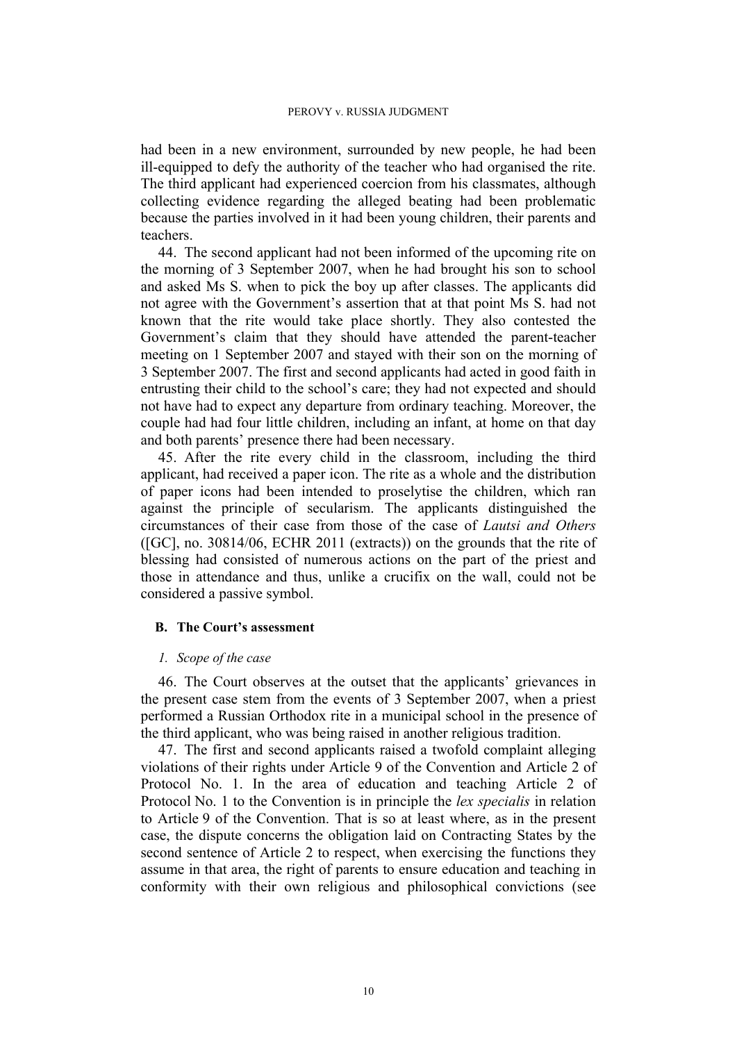had been in a new environment, surrounded by new people, he had been ill-equipped to defy the authority of the teacher who had organised the rite. The third applicant had experienced coercion from his classmates, although collecting evidence regarding the alleged beating had been problematic because the parties involved in it had been young children, their parents and teachers.

44. The second applicant had not been informed of the upcoming rite on the morning of 3 September 2007, when he had brought his son to school and asked Ms S. when to pick the boy up after classes. The applicants did not agree with the Government's assertion that at that point Ms S. had not known that the rite would take place shortly. They also contested the Government's claim that they should have attended the parent-teacher meeting on 1 September 2007 and stayed with their son on the morning of 3 September 2007. The first and second applicants had acted in good faith in entrusting their child to the school's care; they had not expected and should not have had to expect any departure from ordinary teaching. Moreover, the couple had had four little children, including an infant, at home on that day and both parents' presence there had been necessary.

45. After the rite every child in the classroom, including the third applicant, had received a paper icon. The rite as a whole and the distribution of paper icons had been intended to proselytise the children, which ran against the principle of secularism. The applicants distinguished the circumstances of their case from those of the case of *Lautsi and Others* ([GC], no. 30814/06, ECHR 2011 (extracts)) on the grounds that the rite of blessing had consisted of numerous actions on the part of the priest and those in attendance and thus, unlike a crucifix on the wall, could not be considered a passive symbol.

### B. The Court's assessment

#### *1. Scope of the case*

46. The Court observes at the outset that the applicants' grievances in the present case stem from the events of 3 September 2007, when a priest performed a Russian Orthodox rite in a municipal school in the presence of the third applicant, who was being raised in another religious tradition.

47. The first and second applicants raised a twofold complaint alleging violations of their rights under Article 9 of the Convention and Article 2 of Protocol No. 1. In the area of education and teaching Article 2 of Protocol No. 1 to the Convention is in principle the *lex specialis* in relation to Article 9 of the Convention. That is so at least where, as in the present case, the dispute concerns the obligation laid on Contracting States by the second sentence of Article 2 to respect, when exercising the functions they assume in that area, the right of parents to ensure education and teaching in conformity with their own religious and philosophical convictions (see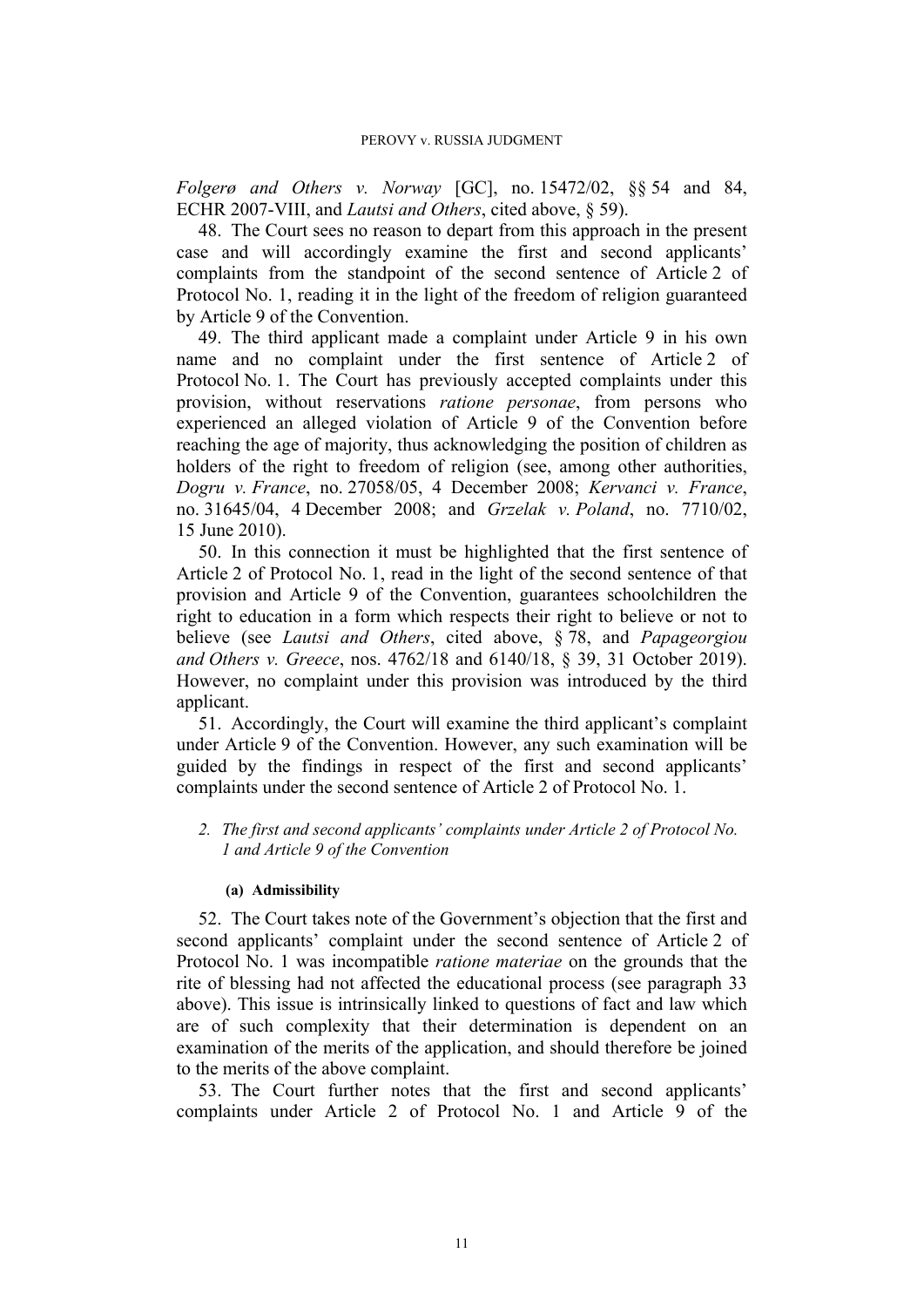*Folgerø and Others v. Norway* [GC], no. 15472/02, §§ 54 and 84, ECHR 2007-VIII, and *Lautsi and Others*, cited above, § 59).

48. The Court sees no reason to depart from this approach in the present case and will accordingly examine the first and second applicants' complaints from the standpoint of the second sentence of Article 2 of Protocol No. 1, reading it in the light of the freedom of religion guaranteed by Article 9 of the Convention.

49. The third applicant made a complaint under Article 9 in his own name and no complaint under the first sentence of Article 2 of Protocol No. 1. The Court has previously accepted complaints under this provision, without reservations *ratione personae*, from persons who experienced an alleged violation of Article 9 of the Convention before reaching the age of majority, thus acknowledging the position of children as holders of the right to freedom of religion (see, among other authorities, *Dogru v. France*, no. 27058/05, 4 December 2008; *Kervanci v. France*, no. 31645/04, 4 December 2008; and *Grzelak v. Poland*, no. 7710/02, 15 June 2010).

50. In this connection it must be highlighted that the first sentence of Article 2 of Protocol No. 1, read in the light of the second sentence of that provision and Article 9 of the Convention, guarantees schoolchildren the right to education in a form which respects their right to believe or not to believe (see *Lautsi and Others*, cited above, § 78, and *Papageorgiou and Others v. Greece*, nos. 4762/18 and 6140/18, § 39, 31 October 2019). However, no complaint under this provision was introduced by the third applicant.

51. Accordingly, the Court will examine the third applicant's complaint under Article 9 of the Convention. However, any such examination will be guided by the findings in respect of the first and second applicants' complaints under the second sentence of Article 2 of Protocol No. 1.

*2. The first and second applicants' complaints under Article 2 of Protocol No. 1 and Article 9 of the Convention*

**(a) Admissibility**

52. The Court takes note of the Government's objection that the first and second applicants' complaint under the second sentence of Article 2 of Protocol No. 1 was incompatible *ratione materiae* on the grounds that the rite of blessing had not affected the educational process (see paragraph 33 above). This issue is intrinsically linked to questions of fact and law which are of such complexity that their determination is dependent on an examination of the merits of the application, and should therefore be joined to the merits of the above complaint.

53. The Court further notes that the first and second applicants' complaints under Article 2 of Protocol No. 1 and Article 9 of the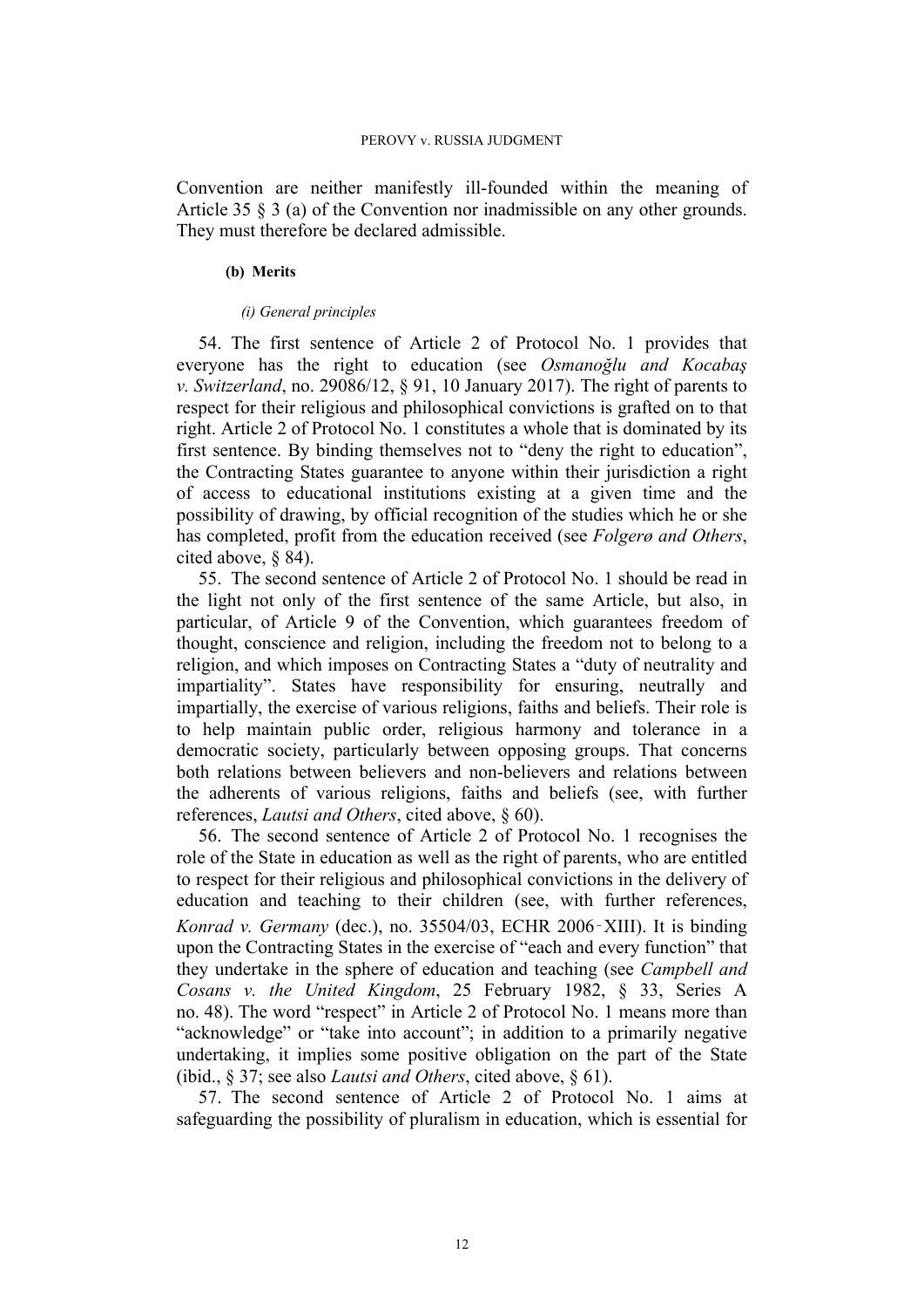Convention are neither manifestly ill-founded within the meaning of Article 35 § 3 (a) of the Convention nor inadmissible on any other grounds. They must therefore be declared admissible.

#### (b) Merits

##### *(i) General principles*

54. The first sentence of Article 2 of Protocol No. 1 provides that everyone has the right to education (see *Osmanoğlu and Kocabaş v. Switzerland*, no. 29086/12, § 91, 10 January 2017). The right of parents to respect for their religious and philosophical convictions is grafted on to that right. Article 2 of Protocol No. 1 constitutes a whole that is dominated by its first sentence. By binding themselves not to "deny the right to education", the Contracting States guarantee to anyone within their jurisdiction a right of access to educational institutions existing at a given time and the possibility of drawing, by official recognition of the studies which he or she has completed, profit from the education received (see *Folgerø and Others*, cited above, § 84).

55. The second sentence of Article 2 of Protocol No. 1 should be read in the light not only of the first sentence of the same Article, but also, in particular, of Article 9 of the Convention, which guarantees freedom of thought, conscience and religion, including the freedom not to belong to a religion, and which imposes on Contracting States a "duty of neutrality and impartiality". States have responsibility for ensuring, neutrally and impartially, the exercise of various religions, faiths and beliefs. Their role is to help maintain public order, religious harmony and tolerance in a democratic society, particularly between opposing groups. That concerns both relations between believers and non-believers and relations between the adherents of various religions, faiths and beliefs (see, with further references, *Lautsi and Others*, cited above, § 60).

56. The second sentence of Article 2 of Protocol No. 1 recognises the role of the State in education as well as the right of parents, who are entitled to respect for their religious and philosophical convictions in the delivery of education and teaching to their children (see, with further references, *Konrad v. Germany* (dec.), no. 35504/03, ECHR 2006‑XIII). It is binding upon the Contracting States in the exercise of "each and every function" that they undertake in the sphere of education and teaching (see *Campbell and Cosans v. the United Kingdom*, 25 February 1982, § 33, Series A no. 48). The word "respect" in Article 2 of Protocol No. 1 means more than "acknowledge" or "take into account"; in addition to a primarily negative undertaking, it implies some positive obligation on the part of the State (ibid., § 37; see also *Lautsi and Others*, cited above, § 61).

57. The second sentence of Article 2 of Protocol No. 1 aims at safeguarding the possibility of pluralism in education, which is essential for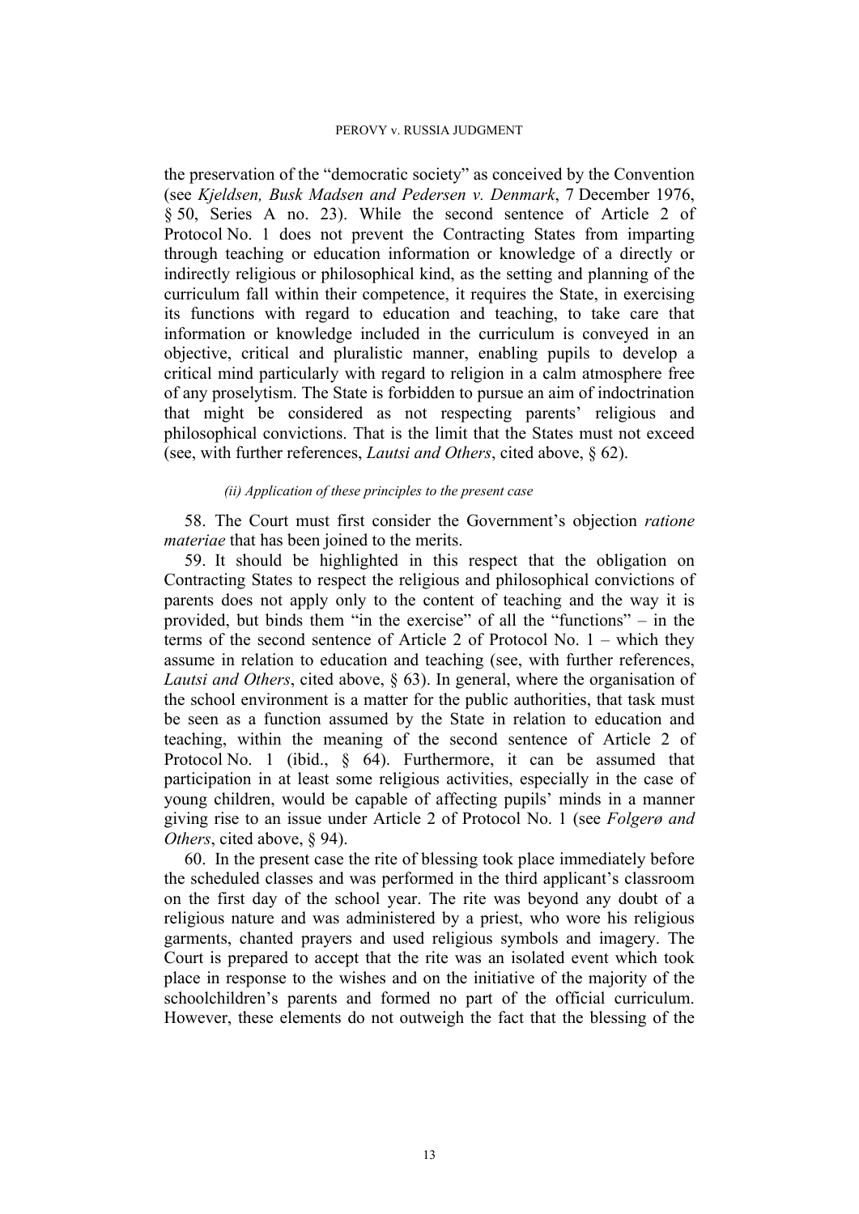the preservation of the "democratic society" as conceived by the Convention (see *Kjeldsen, Busk Madsen and Pedersen v. Denmark*, 7 December 1976, § 50, Series A no. 23). While the second sentence of Article 2 of Protocol No. 1 does not prevent the Contracting States from imparting through teaching or education information or knowledge of a directly or indirectly religious or philosophical kind, as the setting and planning of the curriculum fall within their competence, it requires the State, in exercising its functions with regard to education and teaching, to take care that information or knowledge included in the curriculum is conveyed in an objective, critical and pluralistic manner, enabling pupils to develop a critical mind particularly with regard to religion in a calm atmosphere free of any proselytism. The State is forbidden to pursue an aim of indoctrination that might be considered as not respecting parents' religious and philosophical convictions. That is the limit that the States must not exceed (see, with further references, *Lautsi and Others*, cited above, § 62).

*(ii) Application of these principles to the present case*

58. The Court must first consider the Government's objection *ratione materiae* that has been joined to the merits.

59. It should be highlighted in this respect that the obligation on Contracting States to respect the religious and philosophical convictions of parents does not apply only to the content of teaching and the way it is provided, but binds them "in the exercise" of all the "functions" – in the terms of the second sentence of Article 2 of Protocol No. 1 – which they assume in relation to education and teaching (see, with further references, *Lautsi and Others*, cited above, § 63). In general, where the organisation of the school environment is a matter for the public authorities, that task must be seen as a function assumed by the State in relation to education and teaching, within the meaning of the second sentence of Article 2 of Protocol No. 1 (ibid., § 64). Furthermore, it can be assumed that participation in at least some religious activities, especially in the case of young children, would be capable of affecting pupils' minds in a manner giving rise to an issue under Article 2 of Protocol No. 1 (see *Folgerø and Others*, cited above, § 94).

60. In the present case the rite of blessing took place immediately before the scheduled classes and was performed in the third applicant's classroom on the first day of the school year. The rite was beyond any doubt of a religious nature and was administered by a priest, who wore his religious garments, chanted prayers and used religious symbols and imagery. The Court is prepared to accept that the rite was an isolated event which took place in response to the wishes and on the initiative of the majority of the schoolchildren's parents and formed no part of the official curriculum. However, these elements do not outweigh the fact that the blessing of the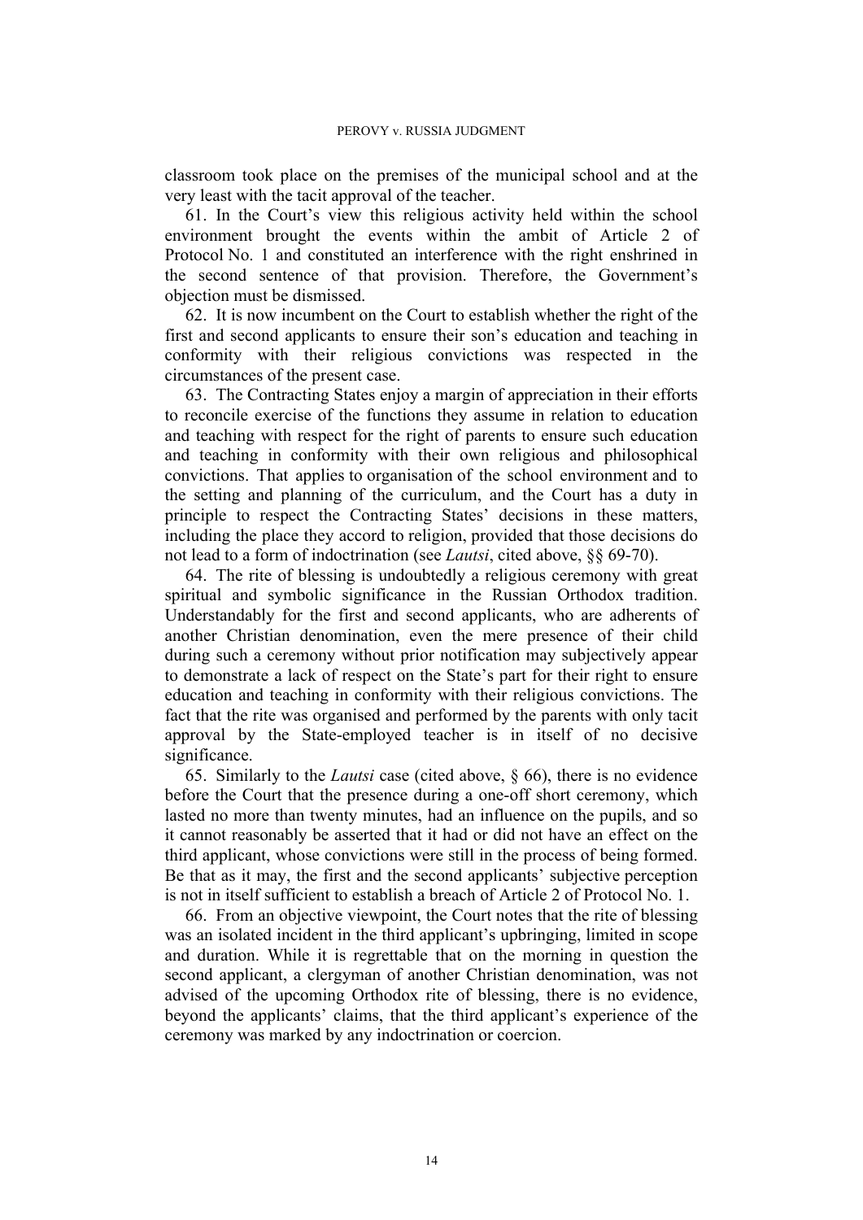classroom took place on the premises of the municipal school and at the very least with the tacit approval of the teacher.

61. In the Court's view this religious activity held within the school environment brought the events within the ambit of Article 2 of Protocol No. 1 and constituted an interference with the right enshrined in the second sentence of that provision. Therefore, the Government's objection must be dismissed.

62. It is now incumbent on the Court to establish whether the right of the first and second applicants to ensure their son's education and teaching in conformity with their religious convictions was respected in the circumstances of the present case.

63. The Contracting States enjoy a margin of appreciation in their efforts to reconcile exercise of the functions they assume in relation to education and teaching with respect for the right of parents to ensure such education and teaching in conformity with their own religious and philosophical convictions. That applies to organisation of the school environment and to the setting and planning of the curriculum, and the Court has a duty in principle to respect the Contracting States' decisions in these matters, including the place they accord to religion, provided that those decisions do not lead to a form of indoctrination (see *Lautsi*, cited above, §§ 69-70).

64. The rite of blessing is undoubtedly a religious ceremony with great spiritual and symbolic significance in the Russian Orthodox tradition. Understandably for the first and second applicants, who are adherents of another Christian denomination, even the mere presence of their child during such a ceremony without prior notification may subjectively appear to demonstrate a lack of respect on the State's part for their right to ensure education and teaching in conformity with their religious convictions. The fact that the rite was organised and performed by the parents with only tacit approval by the State-employed teacher is in itself of no decisive significance.

65. Similarly to the *Lautsi* case (cited above, § 66), there is no evidence before the Court that the presence during a one-off short ceremony, which lasted no more than twenty minutes, had an influence on the pupils, and so it cannot reasonably be asserted that it had or did not have an effect on the third applicant, whose convictions were still in the process of being formed. Be that as it may, the first and the second applicants' subjective perception is not in itself sufficient to establish a breach of Article 2 of Protocol No. 1.

66. From an objective viewpoint, the Court notes that the rite of blessing was an isolated incident in the third applicant's upbringing, limited in scope and duration. While it is regrettable that on the morning in question the second applicant, a clergyman of another Christian denomination, was not advised of the upcoming Orthodox rite of blessing, there is no evidence, beyond the applicants' claims, that the third applicant's experience of the ceremony was marked by any indoctrination or coercion.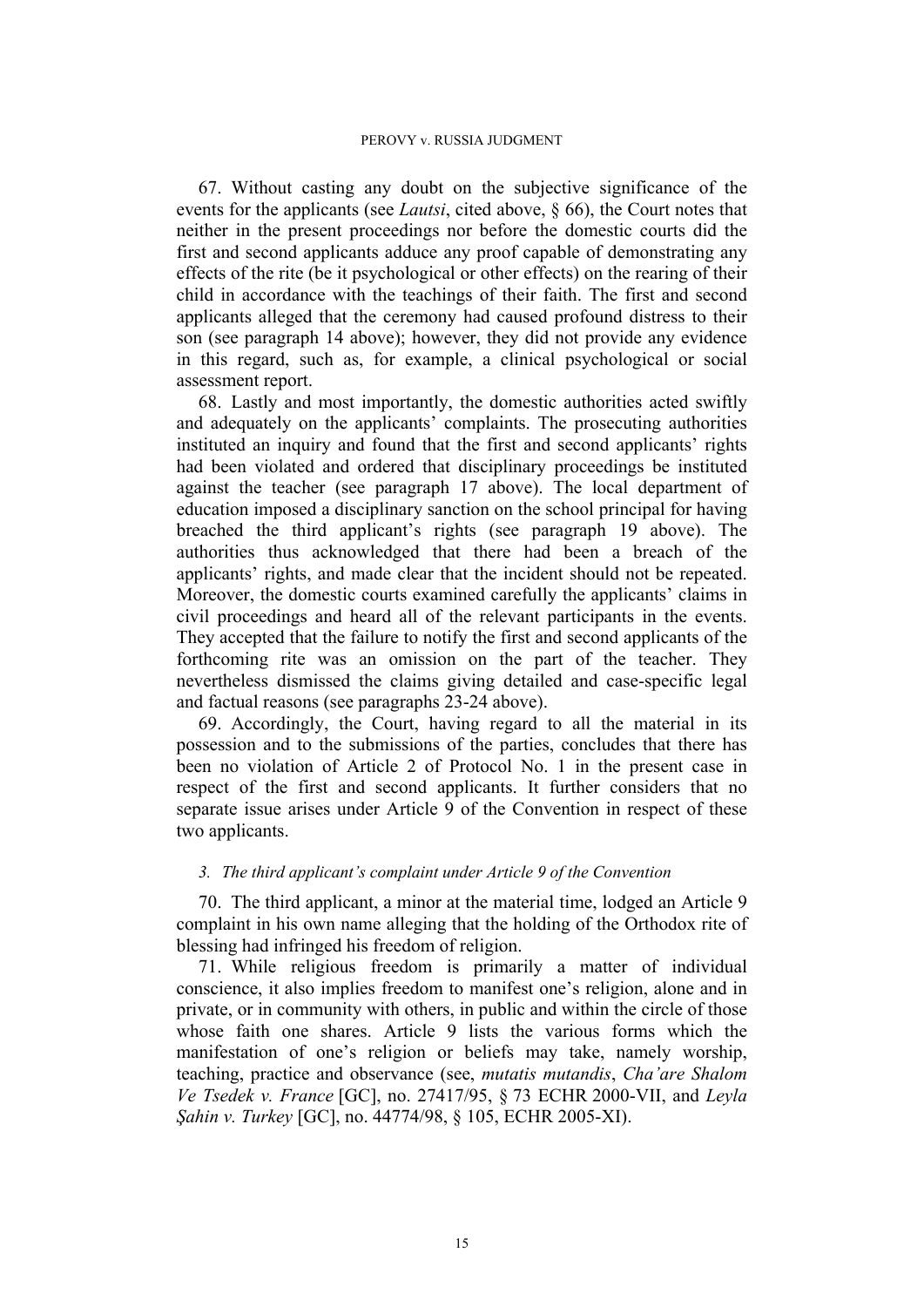67. Without casting any doubt on the subjective significance of the events for the applicants (see *Lautsi*, cited above, § 66), the Court notes that neither in the present proceedings nor before the domestic courts did the first and second applicants adduce any proof capable of demonstrating any effects of the rite (be it psychological or other effects) on the rearing of their child in accordance with the teachings of their faith. The first and second applicants alleged that the ceremony had caused profound distress to their son (see paragraph 14 above); however, they did not provide any evidence in this regard, such as, for example, a clinical psychological or social assessment report.

68. Lastly and most importantly, the domestic authorities acted swiftly and adequately on the applicants' complaints. The prosecuting authorities instituted an inquiry and found that the first and second applicants' rights had been violated and ordered that disciplinary proceedings be instituted against the teacher (see paragraph 17 above). The local department of education imposed a disciplinary sanction on the school principal for having breached the third applicant's rights (see paragraph 19 above). The authorities thus acknowledged that there had been a breach of the applicants' rights, and made clear that the incident should not be repeated. Moreover, the domestic courts examined carefully the applicants' claims in civil proceedings and heard all of the relevant participants in the events. They accepted that the failure to notify the first and second applicants of the forthcoming rite was an omission on the part of the teacher. They nevertheless dismissed the claims giving detailed and case-specific legal and factual reasons (see paragraphs 23-24 above).

69. Accordingly, the Court, having regard to all the material in its possession and to the submissions of the parties, concludes that there has been no violation of Article 2 of Protocol No. 1 in the present case in respect of the first and second applicants. It further considers that no separate issue arises under Article 9 of the Convention in respect of these two applicants.

### *3. The third applicant's complaint under Article 9 of the Convention*

70. The third applicant, a minor at the material time, lodged an Article 9 complaint in his own name alleging that the holding of the Orthodox rite of blessing had infringed his freedom of religion.

71. While religious freedom is primarily a matter of individual conscience, it also implies freedom to manifest one's religion, alone and in private, or in community with others, in public and within the circle of those whose faith one shares. Article 9 lists the various forms which the manifestation of one's religion or beliefs may take, namely worship, teaching, practice and observance (see, *mutatis mutandis*, *Cha'are Shalom Ve Tsedek v. France* [GC], no. 27417/95, § 73 ECHR 2000-VII, and *Leyla Şahin v. Turkey* [GC], no. 44774/98, § 105, ECHR 2005-XI).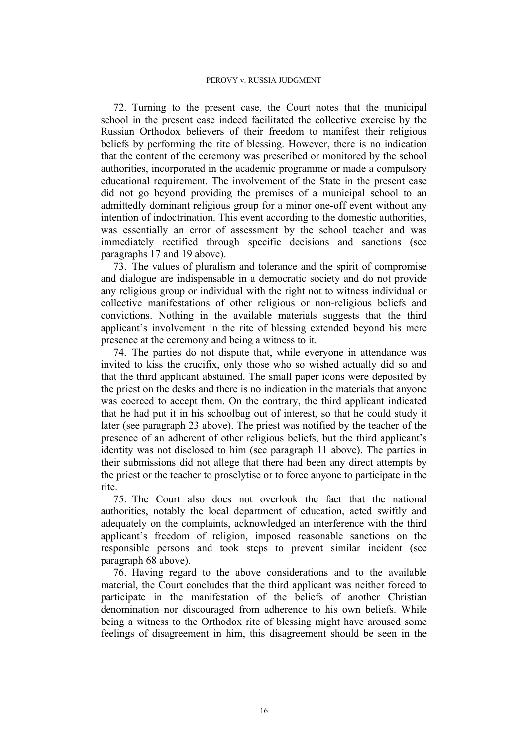72. Turning to the present case, the Court notes that the municipal school in the present case indeed facilitated the collective exercise by the Russian Orthodox believers of their freedom to manifest their religious beliefs by performing the rite of blessing. However, there is no indication that the content of the ceremony was prescribed or monitored by the school authorities, incorporated in the academic programme or made a compulsory educational requirement. The involvement of the State in the present case did not go beyond providing the premises of a municipal school to an admittedly dominant religious group for a minor one-off event without any intention of indoctrination. This event according to the domestic authorities, was essentially an error of assessment by the school teacher and was immediately rectified through specific decisions and sanctions (see paragraphs 17 and 19 above).

73. The values of pluralism and tolerance and the spirit of compromise and dialogue are indispensable in a democratic society and do not provide any religious group or individual with the right not to witness individual or collective manifestations of other religious or non-religious beliefs and convictions. Nothing in the available materials suggests that the third applicant's involvement in the rite of blessing extended beyond his mere presence at the ceremony and being a witness to it.

74. The parties do not dispute that, while everyone in attendance was invited to kiss the crucifix, only those who so wished actually did so and that the third applicant abstained. The small paper icons were deposited by the priest on the desks and there is no indication in the materials that anyone was coerced to accept them. On the contrary, the third applicant indicated that he had put it in his schoolbag out of interest, so that he could study it later (see paragraph 23 above). The priest was notified by the teacher of the presence of an adherent of other religious beliefs, but the third applicant's identity was not disclosed to him (see paragraph 11 above). The parties in their submissions did not allege that there had been any direct attempts by the priest or the teacher to proselytise or to force anyone to participate in the rite.

75. The Court also does not overlook the fact that the national authorities, notably the local department of education, acted swiftly and adequately on the complaints, acknowledged an interference with the third applicant's freedom of religion, imposed reasonable sanctions on the responsible persons and took steps to prevent similar incident (see paragraph 68 above).

76. Having regard to the above considerations and to the available material, the Court concludes that the third applicant was neither forced to participate in the manifestation of the beliefs of another Christian denomination nor discouraged from adherence to his own beliefs. While being a witness to the Orthodox rite of blessing might have aroused some feelings of disagreement in him, this disagreement should be seen in the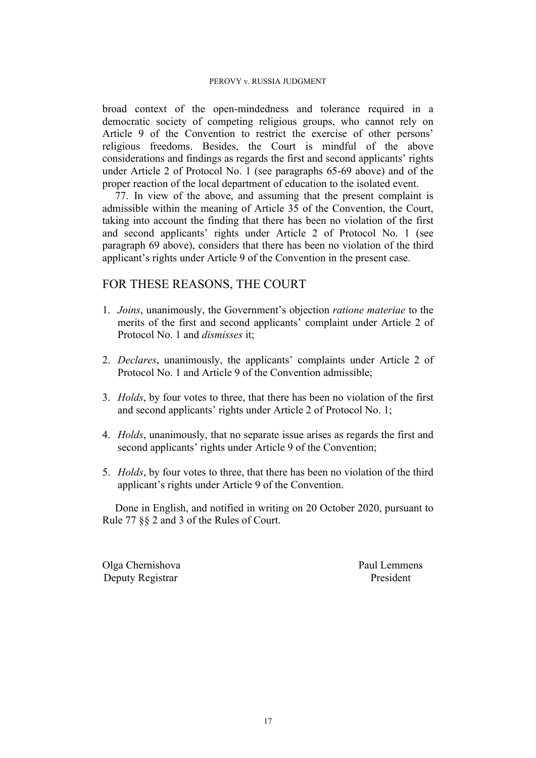broad context of the open-mindedness and tolerance required in a democratic society of competing religious groups, who cannot rely on Article 9 of the Convention to restrict the exercise of other persons' religious freedoms. Besides, the Court is mindful of the above considerations and findings as regards the first and second applicants' rights under Article 2 of Protocol No. 1 (see paragraphs 65-69 above) and of the proper reaction of the local department of education to the isolated event.

77. In view of the above, and assuming that the present complaint is admissible within the meaning of Article 35 of the Convention, the Court, taking into account the finding that there has been no violation of the first and second applicants' rights under Article 2 of Protocol No. 1 (see paragraph 69 above), considers that there has been no violation of the third applicant's rights under Article 9 of the Convention in the present case.

## FOR THESE REASONS, THE COURT

1. *Joins*, unanimously, the Government's objection *ratione materiae* to the merits of the first and second applicants' complaint under Article 2 of Protocol No. 1 and *dismisses* it;

2. *Declares*, unanimously, the applicants' complaints under Article 2 of Protocol No. 1 and Article 9 of the Convention admissible;

3. *Holds*, by four votes to three, that there has been no violation of the first and second applicants' rights under Article 2 of Protocol No. 1;

4. *Holds*, unanimously, that no separate issue arises as regards the first and second applicants' rights under Article 9 of the Convention;

5. *Holds*, by four votes to three, that there has been no violation of the third applicant's rights under Article 9 of the Convention.

Done in English, and notified in writing on 20 October 2020, pursuant to Rule 77 §§ 2 and 3 of the Rules of Court.

Olga Chernishova
Deputy Registrar

Paul Lemmens
President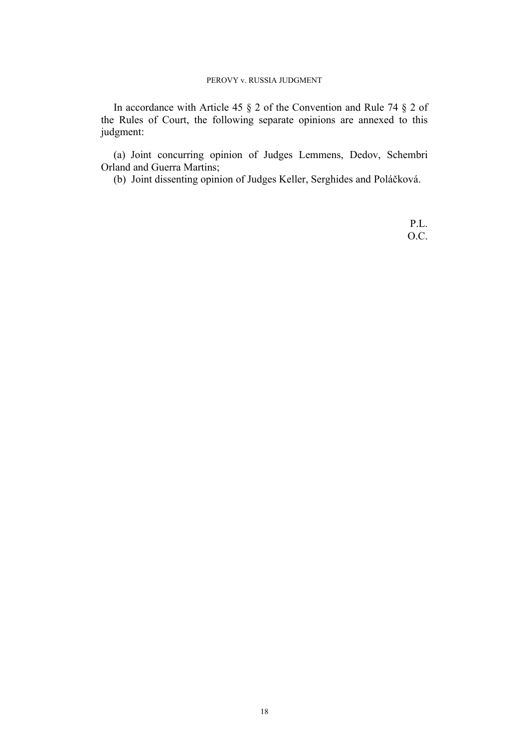In accordance with Article 45 § 2 of the Convention and Rule 74 § 2 of the Rules of Court, the following separate opinions are annexed to this judgment:

(a) Joint concurring opinion of Judges Lemmens, Dedov, Schembri Orland and Guerra Martins;
(b) Joint dissenting opinion of Judges Keller, Serghides and Poláčková.

P.L.
O.C.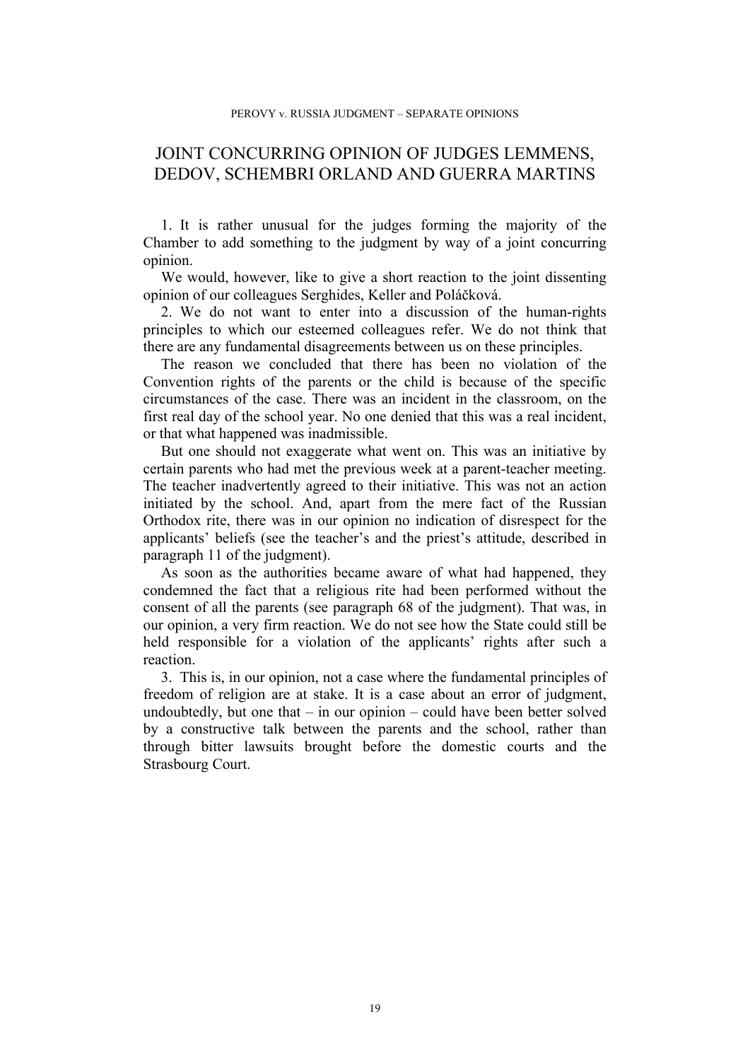# JOINT CONCURRING OPINION OF JUDGES LEMMENS, DEDOV, SCHEMBRI ORLAND AND GUERRA MARTINS

1. It is rather unusual for the judges forming the majority of the Chamber to add something to the judgment by way of a joint concurring opinion.

We would, however, like to give a short reaction to the joint dissenting opinion of our colleagues Serghides, Keller and Poláčková.

2. We do not want to enter into a discussion of the human-rights principles to which our esteemed colleagues refer. We do not think that there are any fundamental disagreements between us on these principles.

The reason we concluded that there has been no violation of the Convention rights of the parents or the child is because of the specific circumstances of the case. There was an incident in the classroom, on the first real day of the school year. No one denied that this was a real incident, or that what happened was inadmissible.

But one should not exaggerate what went on. This was an initiative by certain parents who had met the previous week at a parent-teacher meeting. The teacher inadvertently agreed to their initiative. This was not an action initiated by the school. And, apart from the mere fact of the Russian Orthodox rite, there was in our opinion no indication of disrespect for the applicants' beliefs (see the teacher's and the priest's attitude, described in paragraph 11 of the judgment).

As soon as the authorities became aware of what had happened, they condemned the fact that a religious rite had been performed without the consent of all the parents (see paragraph 68 of the judgment). That was, in our opinion, a very firm reaction. We do not see how the State could still be held responsible for a violation of the applicants' rights after such a reaction.

3. This is, in our opinion, not a case where the fundamental principles of freedom of religion are at stake. It is a case about an error of judgment, undoubtedly, but one that – in our opinion – could have been better solved by a constructive talk between the parents and the school, rather than through bitter lawsuits brought before the domestic courts and the Strasbourg Court.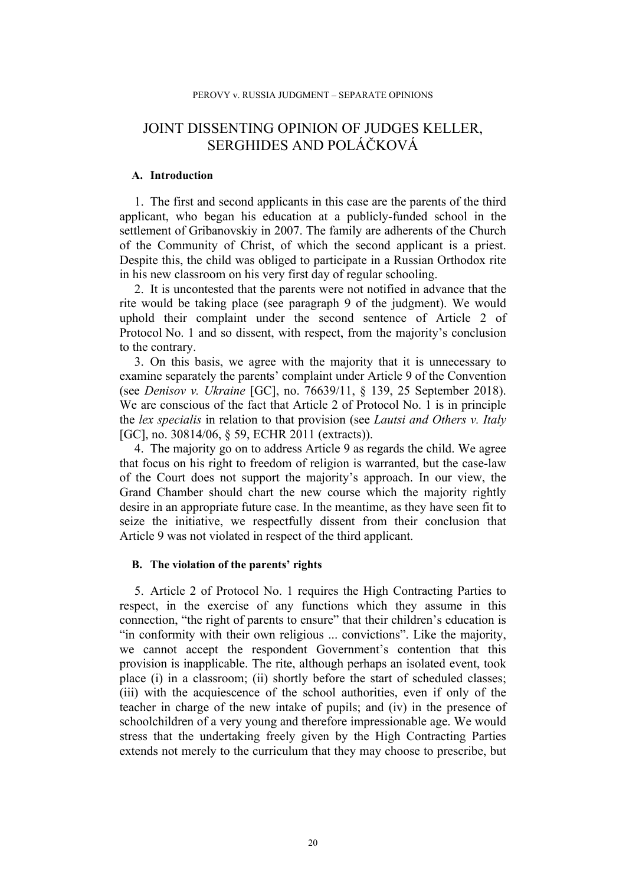# JOINT DISSENTING OPINION OF JUDGES KELLER, SERGHIDES AND POLÁČKOVÁ

## A. Introduction

1. The first and second applicants in this case are the parents of the third applicant, who began his education at a publicly-funded school in the settlement of Gribanovskiy in 2007. The family are adherents of the Church of the Community of Christ, of which the second applicant is a priest. Despite this, the child was obliged to participate in a Russian Orthodox rite in his new classroom on his very first day of regular schooling.

2. It is uncontested that the parents were not notified in advance that the rite would be taking place (see paragraph 9 of the judgment). We would uphold their complaint under the second sentence of Article 2 of Protocol No. 1 and so dissent, with respect, from the majority's conclusion to the contrary.

3. On this basis, we agree with the majority that it is unnecessary to examine separately the parents' complaint under Article 9 of the Convention (see *Denisov v. Ukraine* [GC], no. 76639/11, § 139, 25 September 2018). We are conscious of the fact that Article 2 of Protocol No. 1 is in principle the *lex specialis* in relation to that provision (see *Lautsi and Others v. Italy* [GC], no. 30814/06, § 59, ECHR 2011 (extracts)).

4. The majority go on to address Article 9 as regards the child. We agree that focus on his right to freedom of religion is warranted, but the case-law of the Court does not support the majority's approach. In our view, the Grand Chamber should chart the new course which the majority rightly desire in an appropriate future case. In the meantime, as they have seen fit to seize the initiative, we respectfully dissent from their conclusion that Article 9 was not violated in respect of the third applicant.

## B. The violation of the parents' rights

5. Article 2 of Protocol No. 1 requires the High Contracting Parties to respect, in the exercise of any functions which they assume in this connection, "the right of parents to ensure" that their children's education is "in conformity with their own religious ... convictions". Like the majority, we cannot accept the respondent Government's contention that this provision is inapplicable. The rite, although perhaps an isolated event, took place (i) in a classroom; (ii) shortly before the start of scheduled classes; (iii) with the acquiescence of the school authorities, even if only of the teacher in charge of the new intake of pupils; and (iv) in the presence of schoolchildren of a very young and therefore impressionable age. We would stress that the undertaking freely given by the High Contracting Parties extends not merely to the curriculum that they may choose to prescribe, but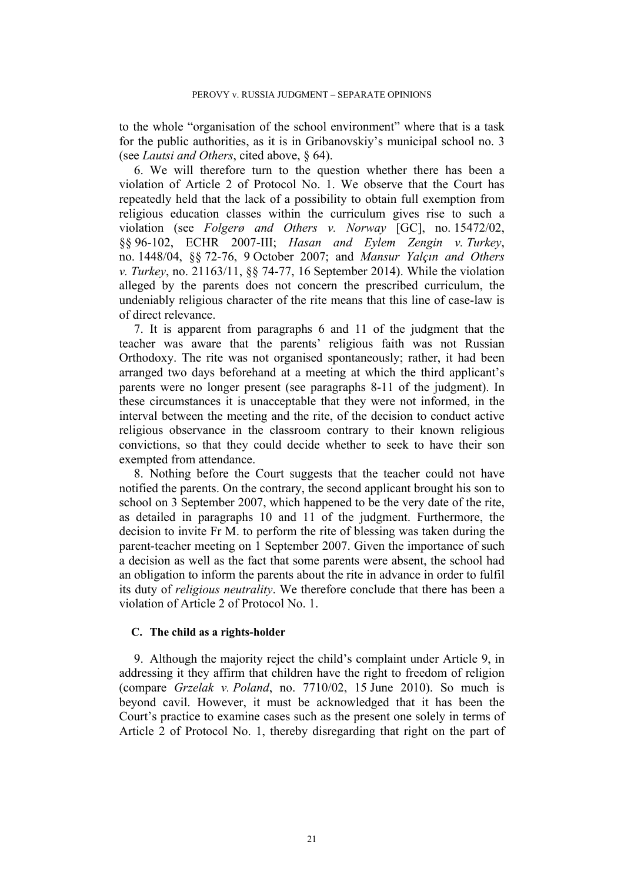to the whole "organisation of the school environment" where that is a task for the public authorities, as it is in Gribanovskiy's municipal school no. 3 (see *Lautsi and Others*, cited above, § 64).

6. We will therefore turn to the question whether there has been a violation of Article 2 of Protocol No. 1. We observe that the Court has repeatedly held that the lack of a possibility to obtain full exemption from religious education classes within the curriculum gives rise to such a violation (see *Folgerø and Others v. Norway* [GC], no. 15472/02, §§ 96-102, ECHR 2007-III; *Hasan and Eylem Zengin v. Turkey*, no. 1448/04, §§ 72-76, 9 October 2007; and *Mansur Yalçın and Others v. Turkey*, no. 21163/11, §§ 74-77, 16 September 2014). While the violation alleged by the parents does not concern the prescribed curriculum, the undeniably religious character of the rite means that this line of case-law is of direct relevance.

7. It is apparent from paragraphs 6 and 11 of the judgment that the teacher was aware that the parents' religious faith was not Russian Orthodoxy. The rite was not organised spontaneously; rather, it had been arranged two days beforehand at a meeting at which the third applicant's parents were no longer present (see paragraphs 8-11 of the judgment). In these circumstances it is unacceptable that they were not informed, in the interval between the meeting and the rite, of the decision to conduct active religious observance in the classroom contrary to their known religious convictions, so that they could decide whether to seek to have their son exempted from attendance.

8. Nothing before the Court suggests that the teacher could not have notified the parents. On the contrary, the second applicant brought his son to school on 3 September 2007, which happened to be the very date of the rite, as detailed in paragraphs 10 and 11 of the judgment. Furthermore, the decision to invite Fr M. to perform the rite of blessing was taken during the parent-teacher meeting on 1 September 2007. Given the importance of such a decision as well as the fact that some parents were absent, the school had an obligation to inform the parents about the rite in advance in order to fulfil its duty of *religious neutrality*. We therefore conclude that there has been a violation of Article 2 of Protocol No. 1.

### C. The child as a rights-holder

9. Although the majority reject the child's complaint under Article 9, in addressing it they affirm that children have the right to freedom of religion (compare *Grzelak v. Poland*, no. 7710/02, 15 June 2010). So much is beyond cavil. However, it must be acknowledged that it has been the Court's practice to examine cases such as the present one solely in terms of Article 2 of Protocol No. 1, thereby disregarding that right on the part of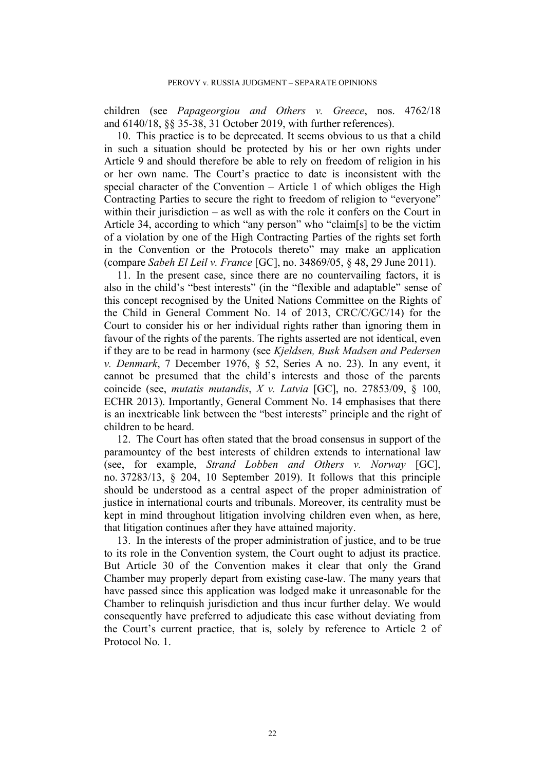children (see *Papageorgiou and Others v. Greece*, nos. 4762/18 and 6140/18, §§ 35-38, 31 October 2019, with further references).

10. This practice is to be deprecated. It seems obvious to us that a child in such a situation should be protected by his or her own rights under Article 9 and should therefore be able to rely on freedom of religion in his or her own name. The Court's practice to date is inconsistent with the special character of the Convention – Article 1 of which obliges the High Contracting Parties to secure the right to freedom of religion to "everyone" within their jurisdiction – as well as with the role it confers on the Court in Article 34, according to which "any person" who "claim[s] to be the victim of a violation by one of the High Contracting Parties of the rights set forth in the Convention or the Protocols thereto" may make an application (compare *Sabeh El Leil v. France* [GC], no. 34869/05, § 48, 29 June 2011).

11. In the present case, since there are no countervailing factors, it is also in the child's "best interests" (in the "flexible and adaptable" sense of this concept recognised by the United Nations Committee on the Rights of the Child in General Comment No. 14 of 2013, CRC/C/GC/14) for the Court to consider his or her individual rights rather than ignoring them in favour of the rights of the parents. The rights asserted are not identical, even if they are to be read in harmony (see *Kjeldsen, Busk Madsen and Pedersen v. Denmark*, 7 December 1976, § 52, Series A no. 23). In any event, it cannot be presumed that the child's interests and those of the parents coincide (see, *mutatis mutandis*, *X v. Latvia* [GC], no. 27853/09, § 100, ECHR 2013). Importantly, General Comment No. 14 emphasises that there is an inextricable link between the "best interests" principle and the right of children to be heard.

12. The Court has often stated that the broad consensus in support of the paramountcy of the best interests of children extends to international law (see, for example, *Strand Lobben and Others v. Norway* [GC], no. 37283/13, § 204, 10 September 2019). It follows that this principle should be understood as a central aspect of the proper administration of justice in international courts and tribunals. Moreover, its centrality must be kept in mind throughout litigation involving children even when, as here, that litigation continues after they have attained majority.

13. In the interests of the proper administration of justice, and to be true to its role in the Convention system, the Court ought to adjust its practice. But Article 30 of the Convention makes it clear that only the Grand Chamber may properly depart from existing case-law. The many years that have passed since this application was lodged make it unreasonable for the Chamber to relinquish jurisdiction and thus incur further delay. We would consequently have preferred to adjudicate this case without deviating from the Court's current practice, that is, solely by reference to Article 2 of Protocol No. 1.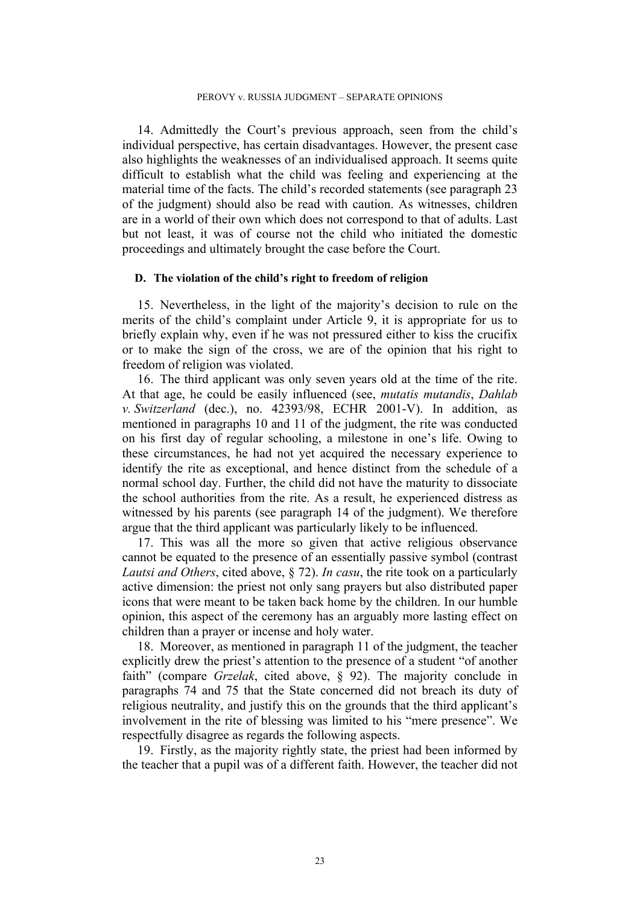14. Admittedly the Court's previous approach, seen from the child's individual perspective, has certain disadvantages. However, the present case also highlights the weaknesses of an individualised approach. It seems quite difficult to establish what the child was feeling and experiencing at the material time of the facts. The child's recorded statements (see paragraph 23 of the judgment) should also be read with caution. As witnesses, children are in a world of their own which does not correspond to that of adults. Last but not least, it was of course not the child who initiated the domestic proceedings and ultimately brought the case before the Court.

### D. The violation of the child's right to freedom of religion

15. Nevertheless, in the light of the majority's decision to rule on the merits of the child's complaint under Article 9, it is appropriate for us to briefly explain why, even if he was not pressured either to kiss the crucifix or to make the sign of the cross, we are of the opinion that his right to freedom of religion was violated.

16. The third applicant was only seven years old at the time of the rite. At that age, he could be easily influenced (see, *mutatis mutandis*, *Dahlab v. Switzerland* (dec.), no. 42393/98, ECHR 2001-V). In addition, as mentioned in paragraphs 10 and 11 of the judgment, the rite was conducted on his first day of regular schooling, a milestone in one's life. Owing to these circumstances, he had not yet acquired the necessary experience to identify the rite as exceptional, and hence distinct from the schedule of a normal school day. Further, the child did not have the maturity to dissociate the school authorities from the rite. As a result, he experienced distress as witnessed by his parents (see paragraph 14 of the judgment). We therefore argue that the third applicant was particularly likely to be influenced.

17. This was all the more so given that active religious observance cannot be equated to the presence of an essentially passive symbol (contrast *Lautsi and Others*, cited above, § 72). *In casu*, the rite took on a particularly active dimension: the priest not only sang prayers but also distributed paper icons that were meant to be taken back home by the children. In our humble opinion, this aspect of the ceremony has an arguably more lasting effect on children than a prayer or incense and holy water.

18. Moreover, as mentioned in paragraph 11 of the judgment, the teacher explicitly drew the priest's attention to the presence of a student "of another faith" (compare *Grzelak*, cited above, § 92). The majority conclude in paragraphs 74 and 75 that the State concerned did not breach its duty of religious neutrality, and justify this on the grounds that the third applicant's involvement in the rite of blessing was limited to his "mere presence". We respectfully disagree as regards the following aspects.

19. Firstly, as the majority rightly state, the priest had been informed by the teacher that a pupil was of a different faith. However, the teacher did not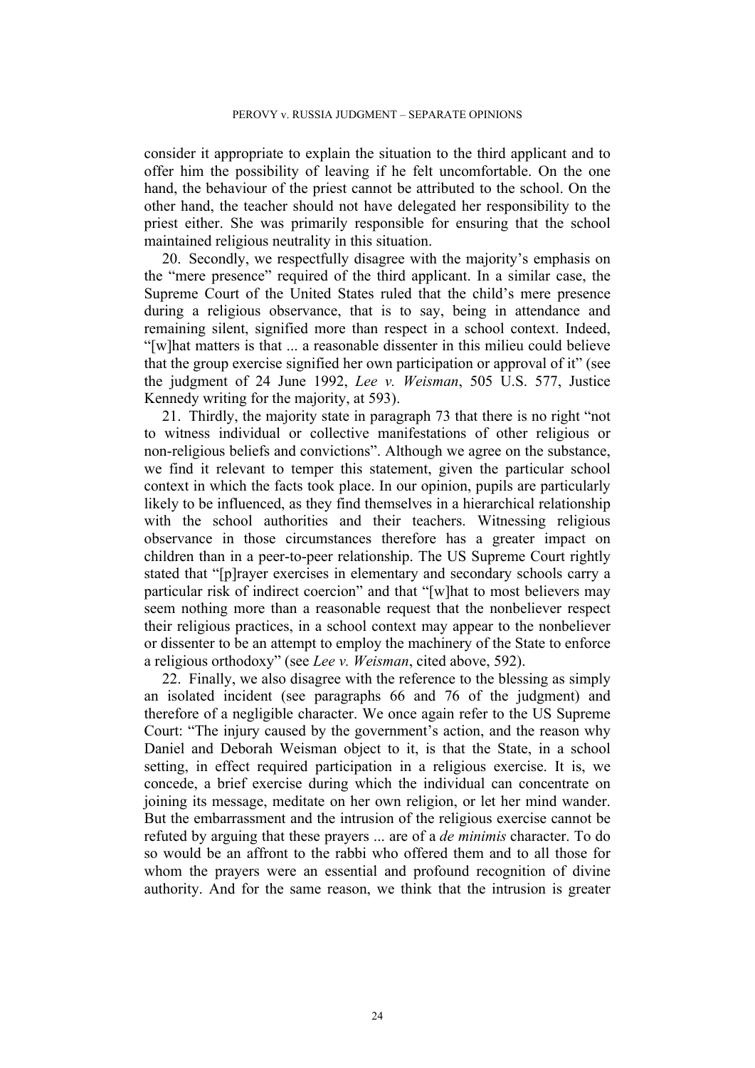consider it appropriate to explain the situation to the third applicant and to offer him the possibility of leaving if he felt uncomfortable. On the one hand, the behaviour of the priest cannot be attributed to the school. On the other hand, the teacher should not have delegated her responsibility to the priest either. She was primarily responsible for ensuring that the school maintained religious neutrality in this situation.

20. Secondly, we respectfully disagree with the majority's emphasis on the "mere presence" required of the third applicant. In a similar case, the Supreme Court of the United States ruled that the child's mere presence during a religious observance, that is to say, being in attendance and remaining silent, signified more than respect in a school context. Indeed, "[w]hat matters is that ... a reasonable dissenter in this milieu could believe that the group exercise signified her own participation or approval of it" (see the judgment of 24 June 1992, *Lee v. Weisman*, 505 U.S. 577, Justice Kennedy writing for the majority, at 593).

21. Thirdly, the majority state in paragraph 73 that there is no right "not to witness individual or collective manifestations of other religious or non-religious beliefs and convictions". Although we agree on the substance, we find it relevant to temper this statement, given the particular school context in which the facts took place. In our opinion, pupils are particularly likely to be influenced, as they find themselves in a hierarchical relationship with the school authorities and their teachers. Witnessing religious observance in those circumstances therefore has a greater impact on children than in a peer-to-peer relationship. The US Supreme Court rightly stated that "[p]rayer exercises in elementary and secondary schools carry a particular risk of indirect coercion" and that "[w]hat to most believers may seem nothing more than a reasonable request that the nonbeliever respect their religious practices, in a school context may appear to the nonbeliever or dissenter to be an attempt to employ the machinery of the State to enforce a religious orthodoxy" (see *Lee v. Weisman*, cited above, 592).

22. Finally, we also disagree with the reference to the blessing as simply an isolated incident (see paragraphs 66 and 76 of the judgment) and therefore of a negligible character. We once again refer to the US Supreme Court: "The injury caused by the government's action, and the reason why Daniel and Deborah Weisman object to it, is that the State, in a school setting, in effect required participation in a religious exercise. It is, we concede, a brief exercise during which the individual can concentrate on joining its message, meditate on her own religion, or let her mind wander. But the embarrassment and the intrusion of the religious exercise cannot be refuted by arguing that these prayers ... are of a *de minimis* character. To do so would be an affront to the rabbi who offered them and to all those for whom the prayers were an essential and profound recognition of divine authority. And for the same reason, we think that the intrusion is greater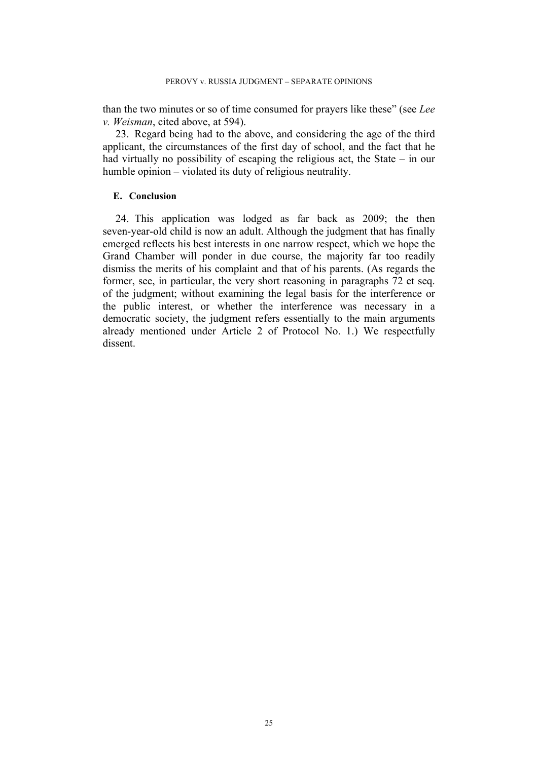than the two minutes or so of time consumed for prayers like these" (see *Lee v. Weisman*, cited above, at 594).

23. Regard being had to the above, and considering the age of the third applicant, the circumstances of the first day of school, and the fact that he had virtually no possibility of escaping the religious act, the State – in our humble opinion – violated its duty of religious neutrality.

### E. Conclusion

24. This application was lodged as far back as 2009; the then seven-year-old child is now an adult. Although the judgment that has finally emerged reflects his best interests in one narrow respect, which we hope the Grand Chamber will ponder in due course, the majority far too readily dismiss the merits of his complaint and that of his parents. (As regards the former, see, in particular, the very short reasoning in paragraphs 72 et seq. of the judgment; without examining the legal basis for the interference or the public interest, or whether the interference was necessary in a democratic society, the judgment refers essentially to the main arguments already mentioned under Article 2 of Protocol No. 1.) We respectfully dissent.